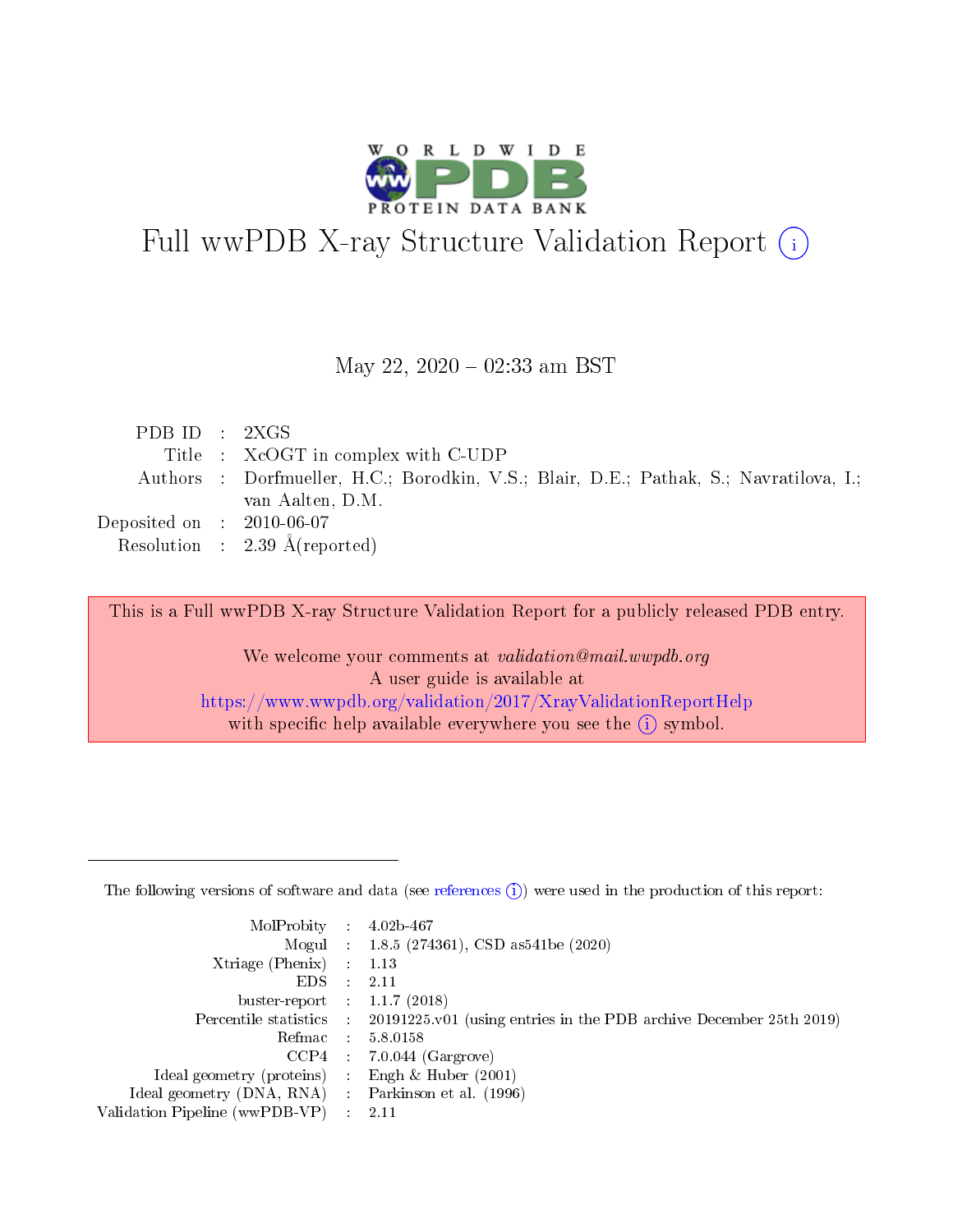# Full wwPDB X-ray Structure Validation Report (i)

May 22, 2020 – 02:33 am BST

| | | |
|---|---|---|
| PDB ID | : | 2XGS |
| Title | : | XcOGT in complex with C-UDP |
| Authors | : | Dorfmueller, H.C.; Borodkin, V.S.; Blair, D.E.; Pathak, S.; Navratilova, I.; van Aalten, D.M. |
| Deposited on | : | 2010-06-07 |
| Resolution | : | 2.39 Å(reported) |

This is a Full wwPDB X-ray Structure Validation Report for a publicly released PDB entry.

We welcome your comments at *validation@mail.wwpdb.org*
A user guide is available at
https://www.wwpdb.org/validation/2017/XrayValidationReportHelp
with specific help available everywhere you see the (i) symbol.

The following versions of software and data (see references (i)) were used in the production of this report:

| | | |
|---|---|---|
| MolProbity | : | 4.02b-467 |
| Mogul | : | 1.8.5 (274361), CSD as541be (2020) |
| Xtriage (Phenix) | : | 1.13 |
| EDS | : | 2.11 |
| buster-report | : | 1.1.7 (2018) |
| Percentile statistics | : | 20191225.v01 (using entries in the PDB archive December 25th 2019) |
| Refmac | : | 5.8.0158 |
| CCP4 | : | 7.0.044 (Gargrove) |
| Ideal geometry (proteins) | : | Engh & Huber (2001) |
| Ideal geometry (DNA, RNA) | : | Parkinson et al. (1996) |
| Validation Pipeline (wwPDB-VP) | : | 2.11 |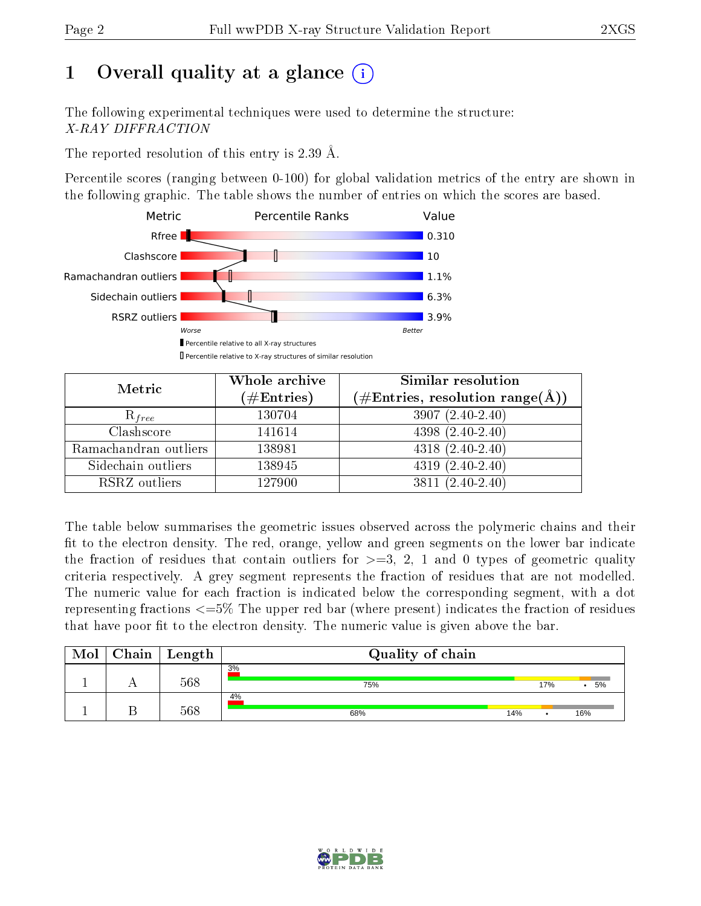# 1 Overall quality at a glance

The following experimental techniques were used to determine the structure: *X-RAY DIFFRACTION*

The reported resolution of this entry is 2.39 Å.

Percentile scores (ranging between 0-100) for global validation metrics of the entry are shown in the following graphic. The table shows the number of entries on which the scores are based.

| Metric | Value |
|---|---|
| Rfree | 0.310 |
| Clashscore | 10 |
| Ramachandran outliers | 1.1% |
| Sidechain outliers | 6.3% |
| RSRZ outliers | 3.9% |

| Metric | Whole archive (#Entries) | Similar resolution (#Entries, resolution range(Å)) |
|---|---|---|
| $R_{free}$ | 130704 | 3907 (2.40-2.40) |
| Clashscore | 141614 | 4398 (2.40-2.40) |
| Ramachandran outliers | 138981 | 4318 (2.40-2.40) |
| Sidechain outliers | 138945 | 4319 (2.40-2.40) |
| RSRZ outliers | 127900 | 3811 (2.40-2.40) |

The table below summarises the geometric issues observed across the polymeric chains and their fit to the electron density. The red, orange, yellow and green segments on the lower bar indicate the fraction of residues that contain outliers for >=3, 2, 1 and 0 types of geometric quality criteria respectively. A grey segment represents the fraction of residues that are not modelled. The numeric value for each fraction is indicated below the corresponding segment, with a dot representing fractions <=5% The upper red bar (where present) indicates the fraction of residues that have poor fit to the electron density. The numeric value is given above the bar.

| Mol | Chain | Length | Quality of chain |
|---|---|---|---|
| 1 | A | 568 | 3%; 75%, 17%, •, 5% |
| 1 | B | 568 | 4%; 68%, 14%, •, 16% |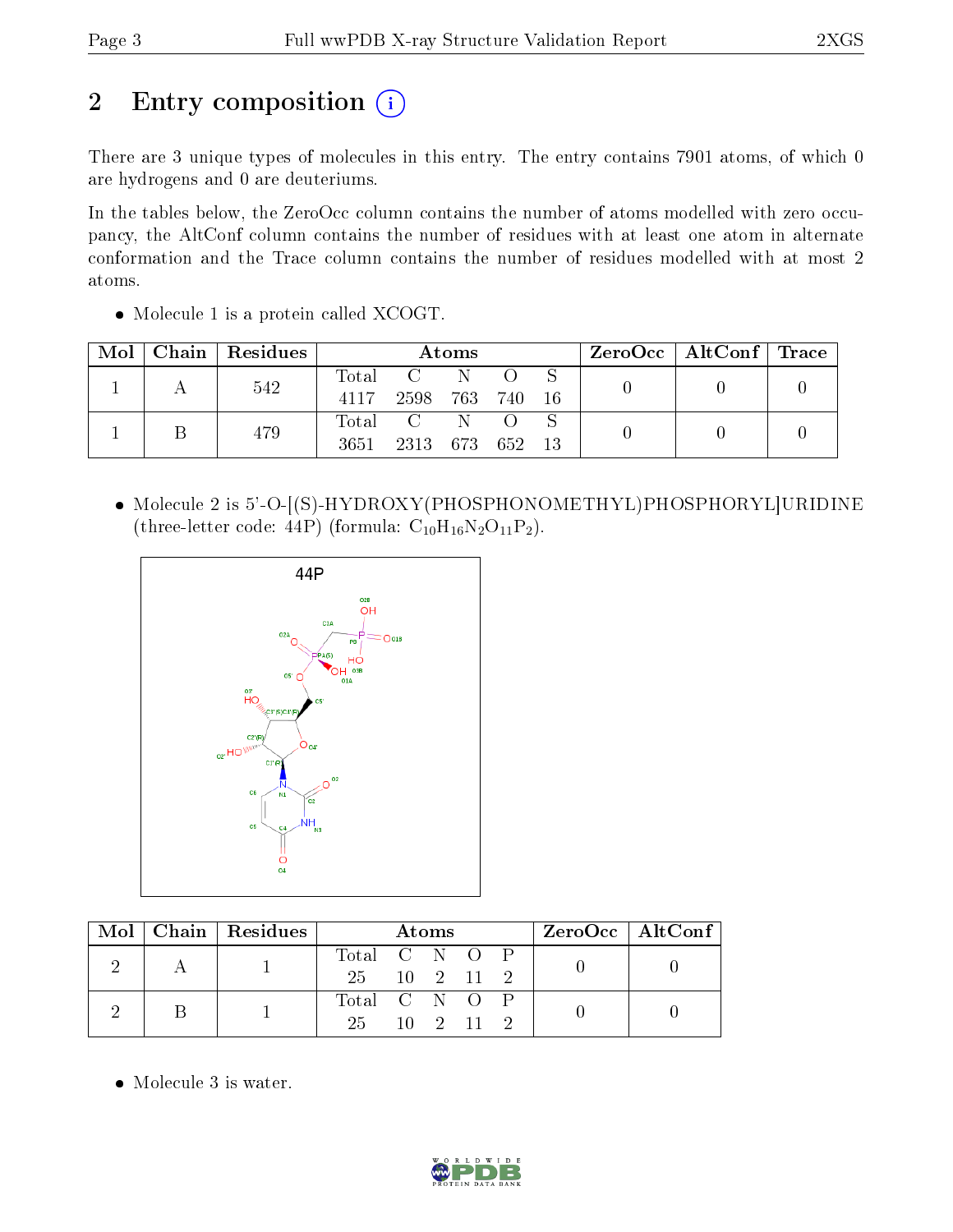# 2 Entry composition

There are 3 unique types of molecules in this entry. The entry contains 7901 atoms, of which 0 are hydrogens and 0 are deuteriums.

In the tables below, the ZeroOcc column contains the number of atoms modelled with zero occupancy, the AltConf column contains the number of residues with at least one atom in alternate conformation and the Trace column contains the number of residues modelled with at most 2 atoms.

- Molecule 1 is a protein called XCOGT.

| Mol | Chain | Residues | Atoms | | | | | ZeroOcc | AltConf | Trace |
|---|---|---|---|---|---|---|---|---|---|---|
| 1 | A | 542 | Total<br>4117 | C<br>2598 | N<br>763 | O<br>740 | S<br>16 | 0 | 0 | 0 |
| 1 | B | 479 | Total<br>3651 | C<br>2313 | N<br>673 | O<br>652 | S<br>13 | 0 | 0 | 0 |

- Molecule 2 is 5'-O-[(S)-HYDROXY(PHOSPHONOMETHYL)PHOSPHORYL]URIDINE (three-letter code: 44P) (formula: $C_{10}H_{16}N_2O_{11}P_2$).

| Mol | Chain | Residues | Atoms | | | | | ZeroOcc | AltConf |
|---|---|---|---|---|---|---|---|---|---|
| 2 | A | 1 | Total<br>25 | C<br>10 | N<br>2 | O<br>11 | P<br>2 | 0 | 0 |
| 2 | B | 1 | Total<br>25 | C<br>10 | N<br>2 | O<br>11 | P<br>2 | 0 | 0 |

- Molecule 3 is water.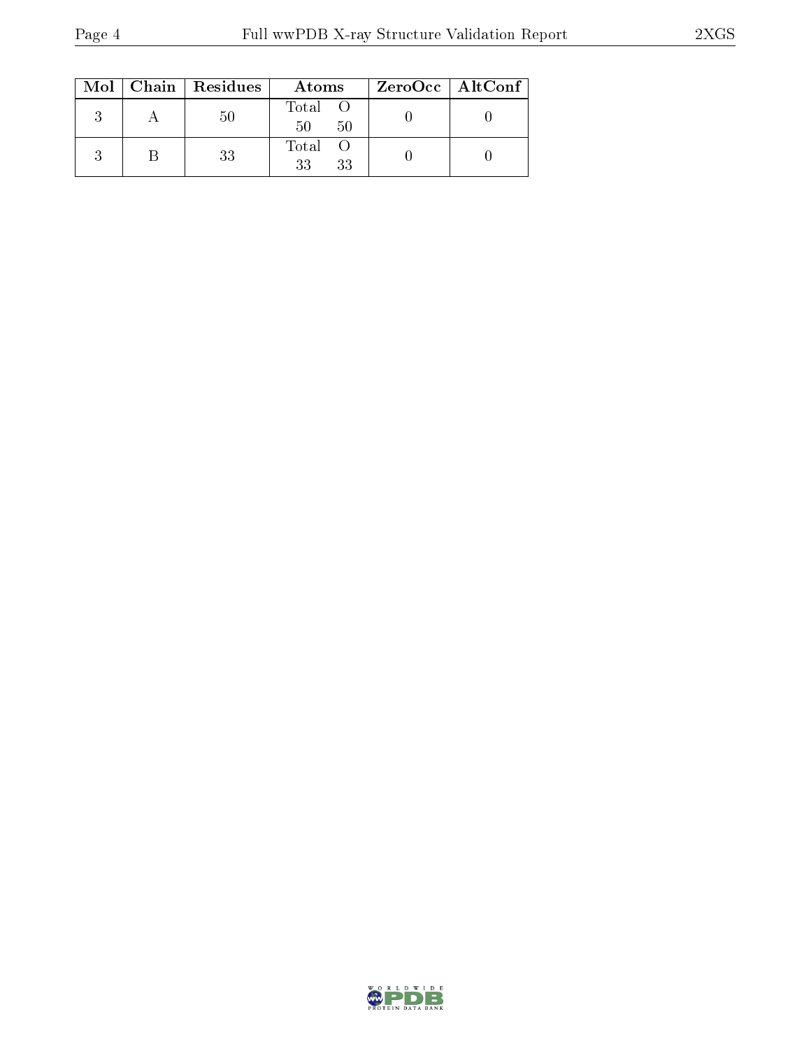| Mol | Chain | Residues | Atoms | | ZeroOcc | AltConf |
|---|---|---|---|---|---|---|
| 3 | A | 50 | Total<br>50 | O<br>50 | 0 | 0 |
| 3 | B | 33 | Total<br>33 | O<br>33 | 0 | 0 |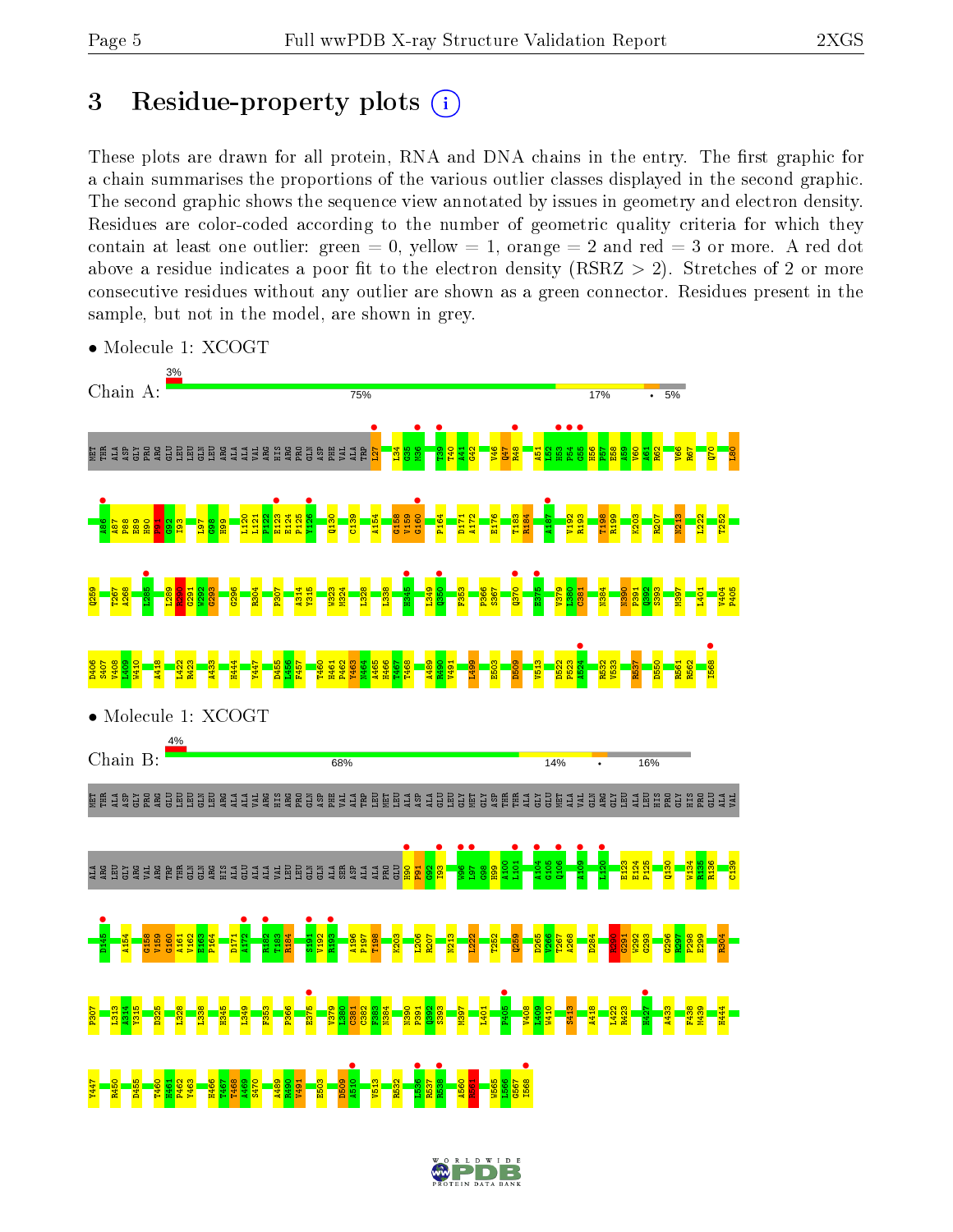# 3 Residue-property plots

These plots are drawn for all protein, RNA and DNA chains in the entry. The first graphic for a chain summarises the proportions of the various outlier classes displayed in the second graphic. The second graphic shows the sequence view annotated by issues in geometry and electron density. Residues are color-coded according to the number of geometric quality criteria for which they contain at least one outlier: green = 0, yellow = 1, orange = 2 and red = 3 or more. A red dot above a residue indicates a poor fit to the electron density (RSRZ > 2). Stretches of 2 or more consecutive residues without any outlier are shown as a green connector. Residues present in the sample, but not in the model, are shown in grey.

- Molecule 1: XCOGT

Chain A: 3% | 75% | 17% | • | 5%

- Molecule 1: XCOGT

Chain B: 4% | 68% | 14% | • | 16%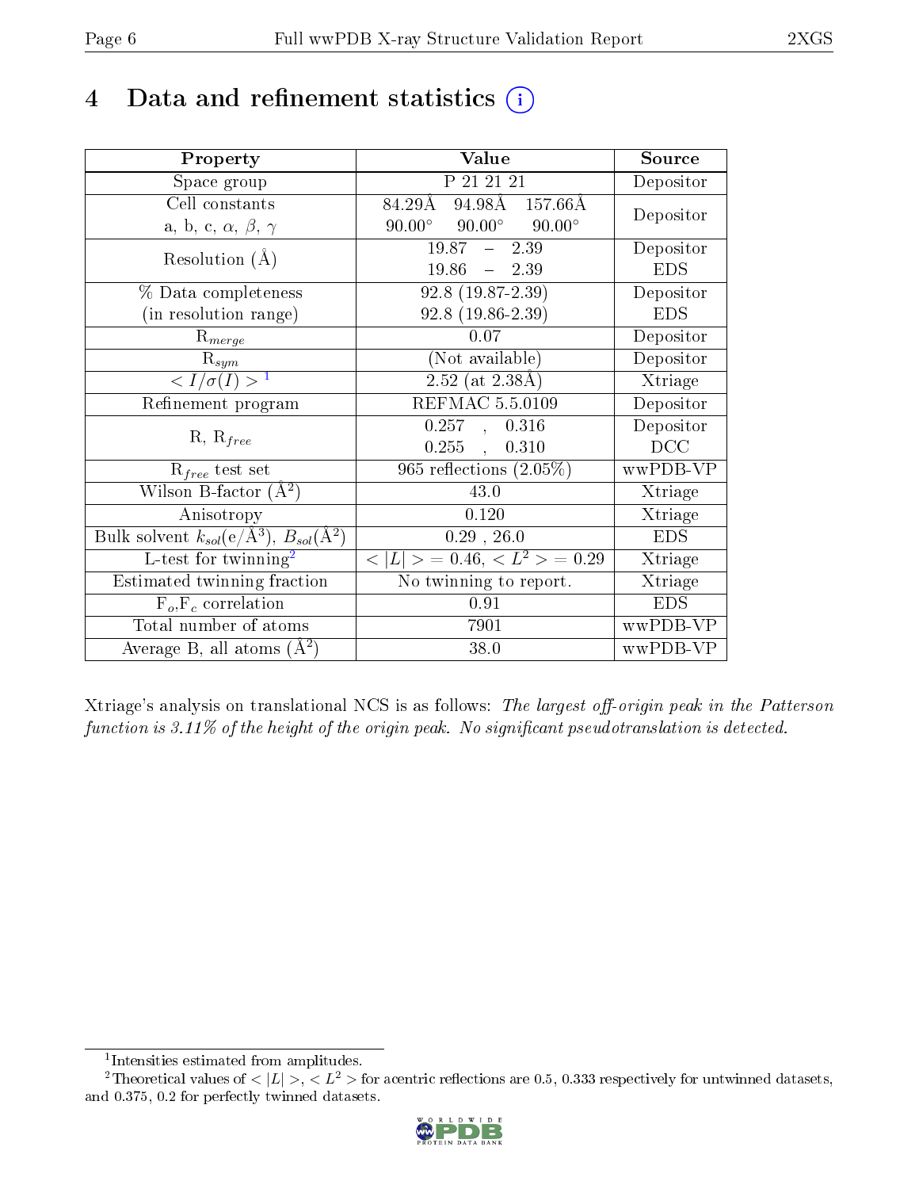# 4 Data and refinement statistics (i)

| Property | Value | Source |
|---|---|---|
| Space group | P 21 21 21 | Depositor |
| Cell constants<br>a, b, c, $\alpha$, $\beta$, $\gamma$ | 84.29Å 94.98Å 157.66Å<br>90.00° 90.00° 90.00° | Depositor |
| Resolution (Å) | 19.87 – 2.39<br>19.86 – 2.39 | Depositor<br>EDS |
| % Data completeness<br>(in resolution range) | 92.8 (19.87-2.39)<br>92.8 (19.86-2.39) | Depositor<br>EDS |
| $R_{merge}$ | 0.07 | Depositor |
| $R_{sym}$ | (Not available) | Depositor |
| $< I/\sigma(I) >$ [1] | 2.52 (at 2.38Å) | Xtriage |
| Refinement program | REFMAC 5.5.0109 | Depositor |
| R, $R_{free}$ | 0.257 , 0.316<br>0.255 , 0.310 | Depositor<br>DCC |
| $R_{free}$ test set | 965 reflections (2.05%) | wwPDB-VP |
| Wilson B-factor (Å$^2$) | 43.0 | Xtriage |
| Anisotropy | 0.120 | Xtriage |
| Bulk solvent $k_{sol}$(e/Å$^3$), $B_{sol}$(Å$^2$) | 0.29 , 26.0 | EDS |
| L-test for twinning[2] | $< \lvert L \rvert > = 0.46$, $< L^2 > = 0.29$ | Xtriage |
| Estimated twinning fraction | No twinning to report. | Xtriage |
| $F_o$,$F_c$ correlation | 0.91 | EDS |
| Total number of atoms | 7901 | wwPDB-VP |
| Average B, all atoms (Å$^2$) | 38.0 | wwPDB-VP |

Xtriage's analysis on translational NCS is as follows: *The largest off-origin peak in the Patterson function is 3.11% of the height of the origin peak. No significant pseudotranslation is detected.*

[1] Intensities estimated from amplitudes.

[2] Theoretical values of $< \lvert L \rvert >$, $< L^2 >$ for acentric reflections are 0.5, 0.333 respectively for untwinned datasets, and 0.375, 0.2 for perfectly twinned datasets.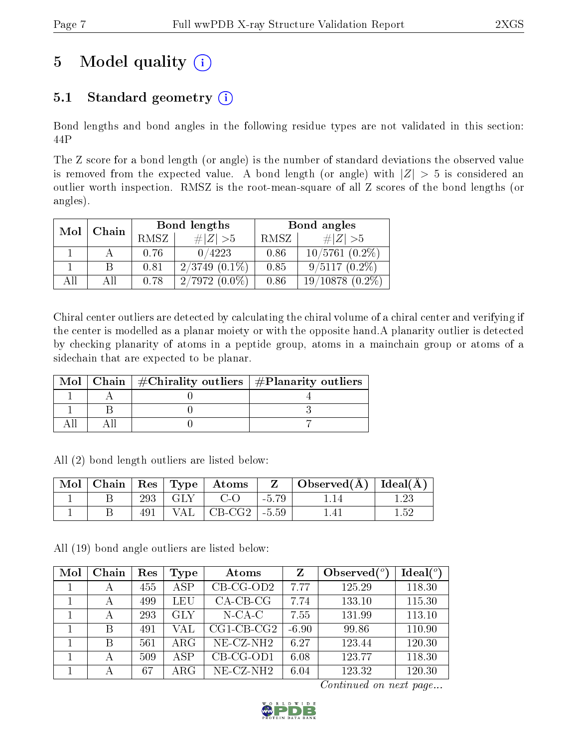# 5 Model quality (i)

## 5.1 Standard geometry (i)

Bond lengths and bond angles in the following residue types are not validated in this section: 44P

The Z score for a bond length (or angle) is the number of standard deviations the observed value is removed from the expected value. A bond length (or angle) with $|Z| > 5$ is considered an outlier worth inspection. RMSZ is the root-mean-square of all Z scores of the bond lengths (or angles).

| Mol | Chain | Bond lengths | | Bond angles | |
|---|---|---|---|---|---|
| | | RMSZ | $\#|Z| > 5$ | RMSZ | $\#|Z| > 5$ |
| 1 | A | 0.76 | 0/4223 | 0.86 | 10/5761 (0.2%) |
| 1 | B | 0.81 | 2/3749 (0.1%) | 0.85 | 9/5117 (0.2%) |
| All | All | 0.78 | 2/7972 (0.0%) | 0.86 | 19/10878 (0.2%) |

Chiral center outliers are detected by calculating the chiral volume of a chiral center and verifying if the center is modelled as a planar moiety or with the opposite hand.A planarity outlier is detected by checking planarity of atoms in a peptide group, atoms in a mainchain group or atoms of a sidechain that are expected to be planar.

| Mol | Chain | #Chirality outliers | #Planarity outliers |
|---|---|---|---|
| 1 | A | 0 | 4 |
| 1 | B | 0 | 3 |
| All | All | 0 | 7 |

All (2) bond length outliers are listed below:

| Mol | Chain | Res | Type | Atoms | Z | Observed(Å) | Ideal(Å) |
|---|---|---|---|---|---|---|---|
| 1 | B | 293 | GLY | C-O | -5.79 | 1.14 | 1.23 |
| 1 | B | 491 | VAL | CB-CG2 | -5.59 | 1.41 | 1.52 |

All (19) bond angle outliers are listed below:

| Mol | Chain | Res | Type | Atoms | Z | Observed(°) | Ideal(°) |
|---|---|---|---|---|---|---|---|
| 1 | A | 455 | ASP | CB-CG-OD2 | 7.77 | 125.29 | 118.30 |
| 1 | A | 499 | LEU | CA-CB-CG | 7.74 | 133.10 | 115.30 |
| 1 | A | 293 | GLY | N-CA-C | 7.55 | 131.99 | 113.10 |
| 1 | B | 491 | VAL | CG1-CB-CG2 | -6.90 | 99.86 | 110.90 |
| 1 | B | 561 | ARG | NE-CZ-NH2 | 6.27 | 123.44 | 120.30 |
| 1 | A | 509 | ASP | CB-CG-OD1 | 6.08 | 123.77 | 118.30 |
| 1 | A | 67 | ARG | NE-CZ-NH2 | 6.04 | 123.32 | 120.30 |

*Continued on next page...*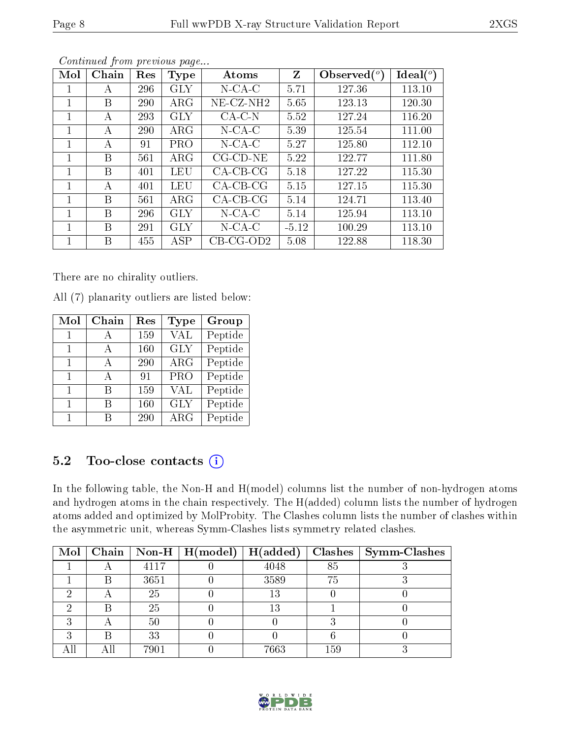*Continued from previous page...*

| Mol | Chain | Res | Type | Atoms | Z | Observed(°) | Ideal(°) |
|---|---|---|---|---|---|---|---|
| 1 | A | 296 | GLY | N-CA-C | 5.71 | 127.36 | 113.10 |
| 1 | B | 290 | ARG | NE-CZ-NH2 | 5.65 | 123.13 | 120.30 |
| 1 | A | 293 | GLY | CA-C-N | 5.52 | 127.24 | 116.20 |
| 1 | A | 290 | ARG | N-CA-C | 5.39 | 125.54 | 111.00 |
| 1 | A | 91 | PRO | N-CA-C | 5.27 | 125.80 | 112.10 |
| 1 | B | 561 | ARG | CG-CD-NE | 5.22 | 122.77 | 111.80 |
| 1 | B | 401 | LEU | CA-CB-CG | 5.18 | 127.22 | 115.30 |
| 1 | A | 401 | LEU | CA-CB-CG | 5.15 | 127.15 | 115.30 |
| 1 | B | 561 | ARG | CA-CB-CG | 5.14 | 124.71 | 113.40 |
| 1 | B | 296 | GLY | N-CA-C | 5.14 | 125.94 | 113.10 |
| 1 | B | 291 | GLY | N-CA-C | -5.12 | 100.29 | 113.10 |
| 1 | B | 455 | ASP | CB-CG-OD2 | 5.08 | 122.88 | 118.30 |

There are no chirality outliers.

All (7) planarity outliers are listed below:

| Mol | Chain | Res | Type | Group |
|---|---|---|---|---|
| 1 | A | 159 | VAL | Peptide |
| 1 | A | 160 | GLY | Peptide |
| 1 | A | 290 | ARG | Peptide |
| 1 | A | 91 | PRO | Peptide |
| 1 | B | 159 | VAL | Peptide |
| 1 | B | 160 | GLY | Peptide |
| 1 | B | 290 | ARG | Peptide |

## 5.2 Too-close contacts

In the following table, the Non-H and H(model) columns list the number of non-hydrogen atoms and hydrogen atoms in the chain respectively. The H(added) column lists the number of hydrogen atoms added and optimized by MolProbity. The Clashes column lists the number of clashes within the asymmetric unit, whereas Symm-Clashes lists symmetry related clashes.

| Mol | Chain | Non-H | H(model) | H(added) | Clashes | Symm-Clashes |
|---|---|---|---|---|---|---|
| 1 | A | 4117 | 0 | 4048 | 85 | 3 |
| 1 | B | 3651 | 0 | 3589 | 75 | 3 |
| 2 | A | 25 | 0 | 13 | 0 | 0 |
| 2 | B | 25 | 0 | 13 | 1 | 0 |
| 3 | A | 50 | 0 | 0 | 3 | 0 |
| 3 | B | 33 | 0 | 0 | 6 | 0 |
| All | All | 7901 | 0 | 7663 | 159 | 3 |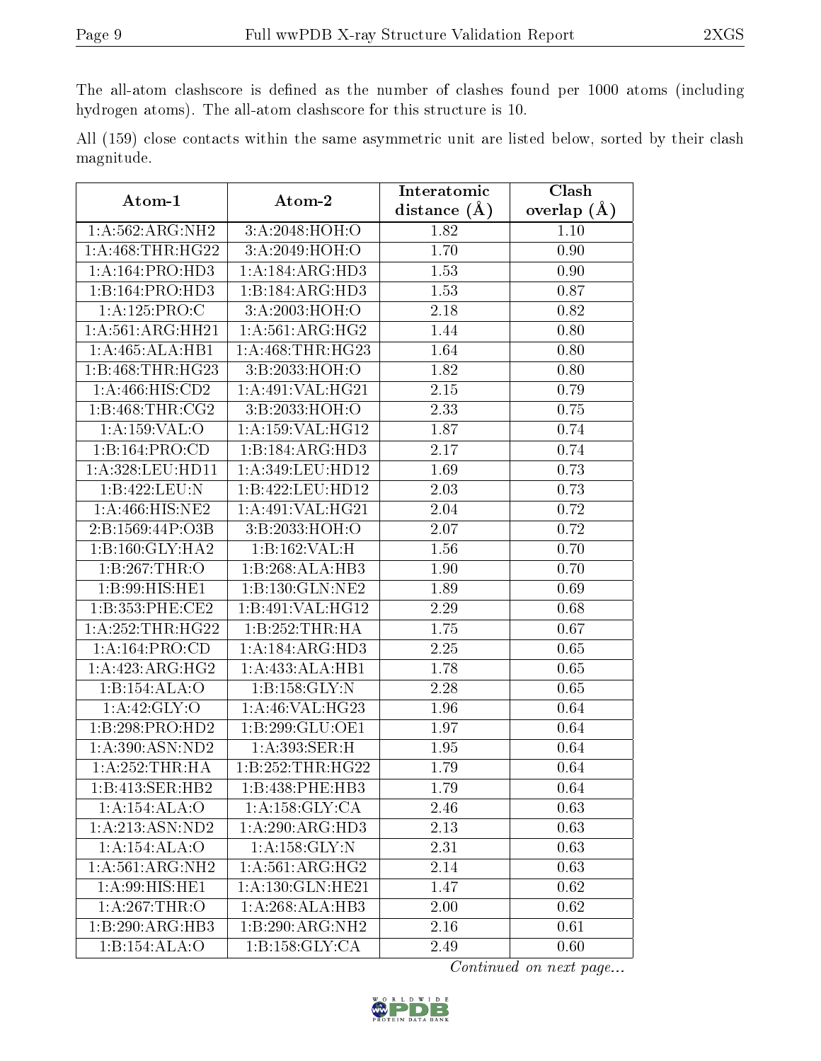The all-atom clashscore is defined as the number of clashes found per 1000 atoms (including hydrogen atoms). The all-atom clashscore for this structure is 10.

All (159) close contacts within the same asymmetric unit are listed below, sorted by their clash magnitude.

| Atom-1 | Atom-2 | Interatomic distance (Å) | Clash overlap (Å) |
|---|---|---|---|
| 1:A:562:ARG:NH2 | 3:A:2048:HOH:O | 1.82 | 1.10 |
| 1:A:468:THR:HG22 | 3:A:2049:HOH:O | 1.70 | 0.90 |
| 1:A:164:PRO:HD3 | 1:A:184:ARG:HD3 | 1.53 | 0.90 |
| 1:B:164:PRO:HD3 | 1:B:184:ARG:HD3 | 1.53 | 0.87 |
| 1:A:125:PRO:C | 3:A:2003:HOH:O | 2.18 | 0.82 |
| 1:A:561:ARG:HH21 | 1:A:561:ARG:HG2 | 1.44 | 0.80 |
| 1:A:465:ALA:HB1 | 1:A:468:THR:HG23 | 1.64 | 0.80 |
| 1:B:468:THR:HG23 | 3:B:2033:HOH:O | 1.82 | 0.80 |
| 1:A:466:HIS:CD2 | 1:A:491:VAL:HG21 | 2.15 | 0.79 |
| 1:B:468:THR:CG2 | 3:B:2033:HOH:O | 2.33 | 0.75 |
| 1:A:159:VAL:O | 1:A:159:VAL:HG12 | 1.87 | 0.74 |
| 1:B:164:PRO:CD | 1:B:184:ARG:HD3 | 2.17 | 0.74 |
| 1:A:328:LEU:HD11 | 1:A:349:LEU:HD12 | 1.69 | 0.73 |
| 1:B:422:LEU:N | 1:B:422:LEU:HD12 | 2.03 | 0.73 |
| 1:A:466:HIS:NE2 | 1:A:491:VAL:HG21 | 2.04 | 0.72 |
| 2:B:1569:44P:O3B | 3:B:2033:HOH:O | 2.07 | 0.72 |
| 1:B:160:GLY:HA2 | 1:B:162:VAL:H | 1.56 | 0.70 |
| 1:B:267:THR:O | 1:B:268:ALA:HB3 | 1.90 | 0.70 |
| 1:B:99:HIS:HE1 | 1:B:130:GLN:NE2 | 1.89 | 0.69 |
| 1:B:353:PHE:CE2 | 1:B:491:VAL:HG12 | 2.29 | 0.68 |
| 1:A:252:THR:HG22 | 1:B:252:THR:HA | 1.75 | 0.67 |
| 1:A:164:PRO:CD | 1:A:184:ARG:HD3 | 2.25 | 0.65 |
| 1:A:423:ARG:HG2 | 1:A:433:ALA:HB1 | 1.78 | 0.65 |
| 1:B:154:ALA:O | 1:B:158:GLY:N | 2.28 | 0.65 |
| 1:A:42:GLY:O | 1:A:46:VAL:HG23 | 1.96 | 0.64 |
| 1:B:298:PRO:HD2 | 1:B:299:GLU:OE1 | 1.97 | 0.64 |
| 1:A:390:ASN:ND2 | 1:A:393:SER:H | 1.95 | 0.64 |
| 1:A:252:THR:HA | 1:B:252:THR:HG22 | 1.79 | 0.64 |
| 1:B:413:SER:HB2 | 1:B:438:PHE:HB3 | 1.79 | 0.64 |
| 1:A:154:ALA:O | 1:A:158:GLY:CA | 2.46 | 0.63 |
| 1:A:213:ASN:ND2 | 1:A:290:ARG:HD3 | 2.13 | 0.63 |
| 1:A:154:ALA:O | 1:A:158:GLY:N | 2.31 | 0.63 |
| 1:A:561:ARG:NH2 | 1:A:561:ARG:HG2 | 2.14 | 0.63 |
| 1:A:99:HIS:HE1 | 1:A:130:GLN:HE21 | 1.47 | 0.62 |
| 1:A:267:THR:O | 1:A:268:ALA:HB3 | 2.00 | 0.62 |
| 1:B:290:ARG:HB3 | 1:B:290:ARG:NH2 | 2.16 | 0.61 |
| 1:B:154:ALA:O | 1:B:158:GLY:CA | 2.49 | 0.60 |

*Continued on next page...*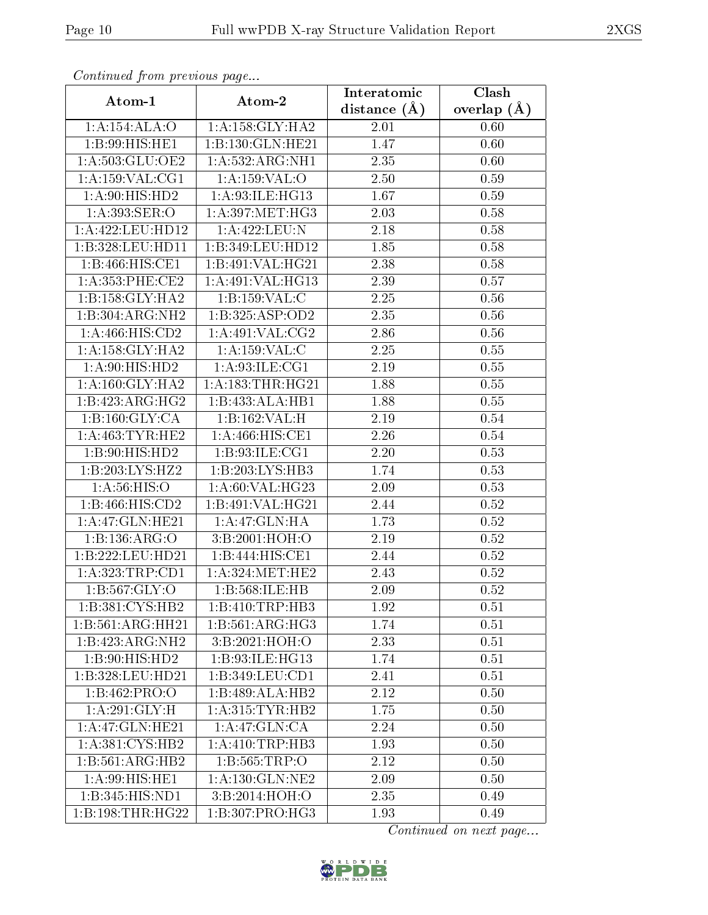*Continued from previous page...*

| Atom-1 | Atom-2 | Interatomic distance (Å) | Clash overlap (Å) |
| --- | --- | --- | --- |
| 1:A:154:ALA:O | 1:A:158:GLY:HA2 | 2.01 | 0.60 |
| 1:B:99:HIS:HE1 | 1:B:130:GLN:HE21 | 1.47 | 0.60 |
| 1:A:503:GLU:OE2 | 1:A:532:ARG:NH1 | 2.35 | 0.60 |
| 1:A:159:VAL:CG1 | 1:A:159:VAL:O | 2.50 | 0.59 |
| 1:A:90:HIS:HD2 | 1:A:93:ILE:HG13 | 1.67 | 0.59 |
| 1:A:393:SER:O | 1:A:397:MET:HG3 | 2.03 | 0.58 |
| 1:A:422:LEU:HD12 | 1:A:422:LEU:N | 2.18 | 0.58 |
| 1:B:328:LEU:HD11 | 1:B:349:LEU:HD12 | 1.85 | 0.58 |
| 1:B:466:HIS:CE1 | 1:B:491:VAL:HG21 | 2.38 | 0.58 |
| 1:A:353:PHE:CE2 | 1:A:491:VAL:HG13 | 2.39 | 0.57 |
| 1:B:158:GLY:HA2 | 1:B:159:VAL:C | 2.25 | 0.56 |
| 1:B:304:ARG:NH2 | 1:B:325:ASP:OD2 | 2.35 | 0.56 |
| 1:A:466:HIS:CD2 | 1:A:491:VAL:CG2 | 2.86 | 0.56 |
| 1:A:158:GLY:HA2 | 1:A:159:VAL:C | 2.25 | 0.55 |
| 1:A:90:HIS:HD2 | 1:A:93:ILE:CG1 | 2.19 | 0.55 |
| 1:A:160:GLY:HA2 | 1:A:183:THR:HG21 | 1.88 | 0.55 |
| 1:B:423:ARG:HG2 | 1:B:433:ALA:HB1 | 1.88 | 0.55 |
| 1:B:160:GLY:CA | 1:B:162:VAL:H | 2.19 | 0.54 |
| 1:A:463:TYR:HE2 | 1:A:466:HIS:CE1 | 2.26 | 0.54 |
| 1:B:90:HIS:HD2 | 1:B:93:ILE:CG1 | 2.20 | 0.53 |
| 1:B:203:LYS:HZ2 | 1:B:203:LYS:HB3 | 1.74 | 0.53 |
| 1:A:56:HIS:O | 1:A:60:VAL:HG23 | 2.09 | 0.53 |
| 1:B:466:HIS:CD2 | 1:B:491:VAL:HG21 | 2.44 | 0.52 |
| 1:A:47:GLN:HE21 | 1:A:47:GLN:HA | 1.73 | 0.52 |
| 1:B:136:ARG:O | 3:B:2001:HOH:O | 2.19 | 0.52 |
| 1:B:222:LEU:HD21 | 1:B:444:HIS:CE1 | 2.44 | 0.52 |
| 1:A:323:TRP:CD1 | 1:A:324:MET:HE2 | 2.43 | 0.52 |
| 1:B:567:GLY:O | 1:B:568:ILE:HB | 2.09 | 0.52 |
| 1:B:381:CYS:HB2 | 1:B:410:TRP:HB3 | 1.92 | 0.51 |
| 1:B:561:ARG:HH21 | 1:B:561:ARG:HG3 | 1.74 | 0.51 |
| 1:B:423:ARG:NH2 | 3:B:2021:HOH:O | 2.33 | 0.51 |
| 1:B:90:HIS:HD2 | 1:B:93:ILE:HG13 | 1.74 | 0.51 |
| 1:B:328:LEU:HD21 | 1:B:349:LEU:CD1 | 2.41 | 0.51 |
| 1:B:462:PRO:O | 1:B:489:ALA:HB2 | 2.12 | 0.50 |
| 1:A:291:GLY:H | 1:A:315:TYR:HB2 | 1.75 | 0.50 |
| 1:A:47:GLN:HE21 | 1:A:47:GLN:CA | 2.24 | 0.50 |
| 1:A:381:CYS:HB2 | 1:A:410:TRP:HB3 | 1.93 | 0.50 |
| 1:B:561:ARG:HB2 | 1:B:565:TRP:O | 2.12 | 0.50 |
| 1:A:99:HIS:HE1 | 1:A:130:GLN:NE2 | 2.09 | 0.50 |
| 1:B:345:HIS:ND1 | 3:B:2014:HOH:O | 2.35 | 0.49 |
| 1:B:198:THR:HG22 | 1:B:307:PRO:HG3 | 1.93 | 0.49 |

*Continued on next page...*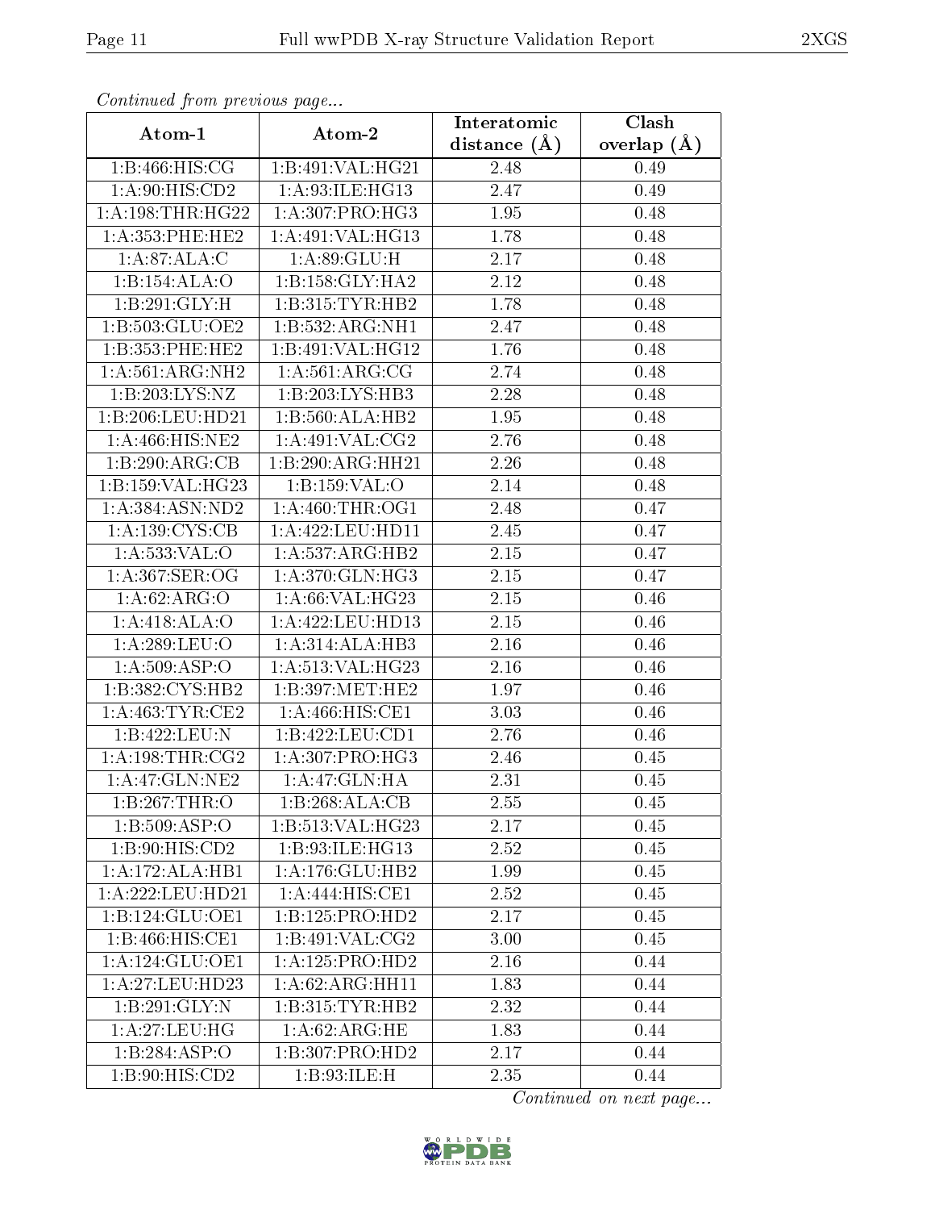*Continued from previous page...*

| Atom-1 | Atom-2 | Interatomic distance (Å) | Clash overlap (Å) |
|---|---|---|---|
| 1:B:466:HIS:CG | 1:B:491:VAL:HG21 | 2.48 | 0.49 |
| 1:A:90:HIS:CD2 | 1:A:93:ILE:HG13 | 2.47 | 0.49 |
| 1:A:198:THR:HG22 | 1:A:307:PRO:HG3 | 1.95 | 0.48 |
| 1:A:353:PHE:HE2 | 1:A:491:VAL:HG13 | 1.78 | 0.48 |
| 1:A:87:ALA:C | 1:A:89:GLU:H | 2.17 | 0.48 |
| 1:B:154:ALA:O | 1:B:158:GLY:HA2 | 2.12 | 0.48 |
| 1:B:291:GLY:H | 1:B:315:TYR:HB2 | 1.78 | 0.48 |
| 1:B:503:GLU:OE2 | 1:B:532:ARG:NH1 | 2.47 | 0.48 |
| 1:B:353:PHE:HE2 | 1:B:491:VAL:HG12 | 1.76 | 0.48 |
| 1:A:561:ARG:NH2 | 1:A:561:ARG:CG | 2.74 | 0.48 |
| 1:B:203:LYS:NZ | 1:B:203:LYS:HB3 | 2.28 | 0.48 |
| 1:B:206:LEU:HD21 | 1:B:560:ALA:HB2 | 1.95 | 0.48 |
| 1:A:466:HIS:NE2 | 1:A:491:VAL:CG2 | 2.76 | 0.48 |
| 1:B:290:ARG:CB | 1:B:290:ARG:HH21 | 2.26 | 0.48 |
| 1:B:159:VAL:HG23 | 1:B:159:VAL:O | 2.14 | 0.48 |
| 1:A:384:ASN:ND2 | 1:A:460:THR:OG1 | 2.48 | 0.47 |
| 1:A:139:CYS:CB | 1:A:422:LEU:HD11 | 2.45 | 0.47 |
| 1:A:533:VAL:O | 1:A:537:ARG:HB2 | 2.15 | 0.47 |
| 1:A:367:SER:OG | 1:A:370:GLN:HG3 | 2.15 | 0.47 |
| 1:A:62:ARG:O | 1:A:66:VAL:HG23 | 2.15 | 0.46 |
| 1:A:418:ALA:O | 1:A:422:LEU:HD13 | 2.15 | 0.46 |
| 1:A:289:LEU:O | 1:A:314:ALA:HB3 | 2.16 | 0.46 |
| 1:A:509:ASP:O | 1:A:513:VAL:HG23 | 2.16 | 0.46 |
| 1:B:382:CYS:HB2 | 1:B:397:MET:HE2 | 1.97 | 0.46 |
| 1:A:463:TYR:CE2 | 1:A:466:HIS:CE1 | 3.03 | 0.46 |
| 1:B:422:LEU:N | 1:B:422:LEU:CD1 | 2.76 | 0.46 |
| 1:A:198:THR:CG2 | 1:A:307:PRO:HG3 | 2.46 | 0.45 |
| 1:A:47:GLN:NE2 | 1:A:47:GLN:HA | 2.31 | 0.45 |
| 1:B:267:THR:O | 1:B:268:ALA:CB | 2.55 | 0.45 |
| 1:B:509:ASP:O | 1:B:513:VAL:HG23 | 2.17 | 0.45 |
| 1:B:90:HIS:CD2 | 1:B:93:ILE:HG13 | 2.52 | 0.45 |
| 1:A:172:ALA:HB1 | 1:A:176:GLU:HB2 | 1.99 | 0.45 |
| 1:A:222:LEU:HD21 | 1:A:444:HIS:CE1 | 2.52 | 0.45 |
| 1:B:124:GLU:OE1 | 1:B:125:PRO:HD2 | 2.17 | 0.45 |
| 1:B:466:HIS:CE1 | 1:B:491:VAL:CG2 | 3.00 | 0.45 |
| 1:A:124:GLU:OE1 | 1:A:125:PRO:HD2 | 2.16 | 0.44 |
| 1:A:27:LEU:HD23 | 1:A:62:ARG:HH11 | 1.83 | 0.44 |
| 1:B:291:GLY:N | 1:B:315:TYR:HB2 | 2.32 | 0.44 |
| 1:A:27:LEU:HG | 1:A:62:ARG:HE | 1.83 | 0.44 |
| 1:B:284:ASP:O | 1:B:307:PRO:HD2 | 2.17 | 0.44 |
| 1:B:90:HIS:CD2 | 1:B:93:ILE:H | 2.35 | 0.44 |

*Continued on next page...*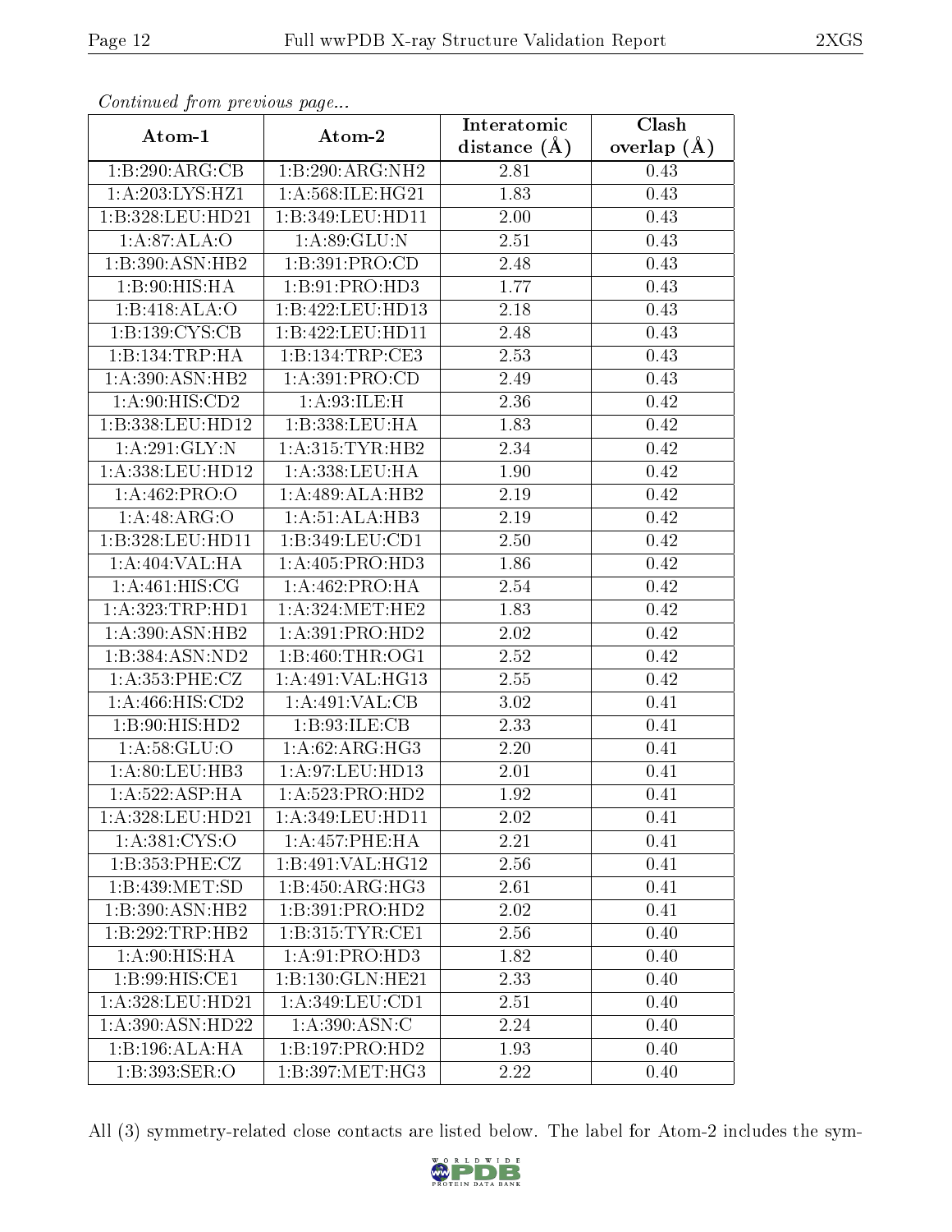*Continued from previous page...*

| Atom-1 | Atom-2 | Interatomic distance (Å) | Clash overlap (Å) |
|---|---|---|---|
| 1:B:290:ARG:CB | 1:B:290:ARG:NH2 | 2.81 | 0.43 |
| 1:A:203:LYS:HZ1 | 1:A:568:ILE:HG21 | 1.83 | 0.43 |
| 1:B:328:LEU:HD21 | 1:B:349:LEU:HD11 | 2.00 | 0.43 |
| 1:A:87:ALA:O | 1:A:89:GLU:N | 2.51 | 0.43 |
| 1:B:390:ASN:HB2 | 1:B:391:PRO:CD | 2.48 | 0.43 |
| 1:B:90:HIS:HA | 1:B:91:PRO:HD3 | 1.77 | 0.43 |
| 1:B:418:ALA:O | 1:B:422:LEU:HD13 | 2.18 | 0.43 |
| 1:B:139:CYS:CB | 1:B:422:LEU:HD11 | 2.48 | 0.43 |
| 1:B:134:TRP:HA | 1:B:134:TRP:CE3 | 2.53 | 0.43 |
| 1:A:390:ASN:HB2 | 1:A:391:PRO:CD | 2.49 | 0.43 |
| 1:A:90:HIS:CD2 | 1:A:93:ILE:H | 2.36 | 0.42 |
| 1:B:338:LEU:HD12 | 1:B:338:LEU:HA | 1.83 | 0.42 |
| 1:A:291:GLY:N | 1:A:315:TYR:HB2 | 2.34 | 0.42 |
| 1:A:338:LEU:HD12 | 1:A:338:LEU:HA | 1.90 | 0.42 |
| 1:A:462:PRO:O | 1:A:489:ALA:HB2 | 2.19 | 0.42 |
| 1:A:48:ARG:O | 1:A:51:ALA:HB3 | 2.19 | 0.42 |
| 1:B:328:LEU:HD11 | 1:B:349:LEU:CD1 | 2.50 | 0.42 |
| 1:A:404:VAL:HA | 1:A:405:PRO:HD3 | 1.86 | 0.42 |
| 1:A:461:HIS:CG | 1:A:462:PRO:HA | 2.54 | 0.42 |
| 1:A:323:TRP:HD1 | 1:A:324:MET:HE2 | 1.83 | 0.42 |
| 1:A:390:ASN:HB2 | 1:A:391:PRO:HD2 | 2.02 | 0.42 |
| 1:B:384:ASN:ND2 | 1:B:460:THR:OG1 | 2.52 | 0.42 |
| 1:A:353:PHE:CZ | 1:A:491:VAL:HG13 | 2.55 | 0.42 |
| 1:A:466:HIS:CD2 | 1:A:491:VAL:CB | 3.02 | 0.41 |
| 1:B:90:HIS:HD2 | 1:B:93:ILE:CB | 2.33 | 0.41 |
| 1:A:58:GLU:O | 1:A:62:ARG:HG3 | 2.20 | 0.41 |
| 1:A:80:LEU:HB3 | 1:A:97:LEU:HD13 | 2.01 | 0.41 |
| 1:A:522:ASP:HA | 1:A:523:PRO:HD2 | 1.92 | 0.41 |
| 1:A:328:LEU:HD21 | 1:A:349:LEU:HD11 | 2.02 | 0.41 |
| 1:A:381:CYS:O | 1:A:457:PHE:HA | 2.21 | 0.41 |
| 1:B:353:PHE:CZ | 1:B:491:VAL:HG12 | 2.56 | 0.41 |
| 1:B:439:MET:SD | 1:B:450:ARG:HG3 | 2.61 | 0.41 |
| 1:B:390:ASN:HB2 | 1:B:391:PRO:HD2 | 2.02 | 0.41 |
| 1:B:292:TRP:HB2 | 1:B:315:TYR:CE1 | 2.56 | 0.40 |
| 1:A:90:HIS:HA | 1:A:91:PRO:HD3 | 1.82 | 0.40 |
| 1:B:99:HIS:CE1 | 1:B:130:GLN:HE21 | 2.33 | 0.40 |
| 1:A:328:LEU:HD21 | 1:A:349:LEU:CD1 | 2.51 | 0.40 |
| 1:A:390:ASN:HD22 | 1:A:390:ASN:C | 2.24 | 0.40 |
| 1:B:196:ALA:HA | 1:B:197:PRO:HD2 | 1.93 | 0.40 |
| 1:B:393:SER:O | 1:B:397:MET:HG3 | 2.22 | 0.40 |

All (3) symmetry-related close contacts are listed below. The label for Atom-2 includes the sym-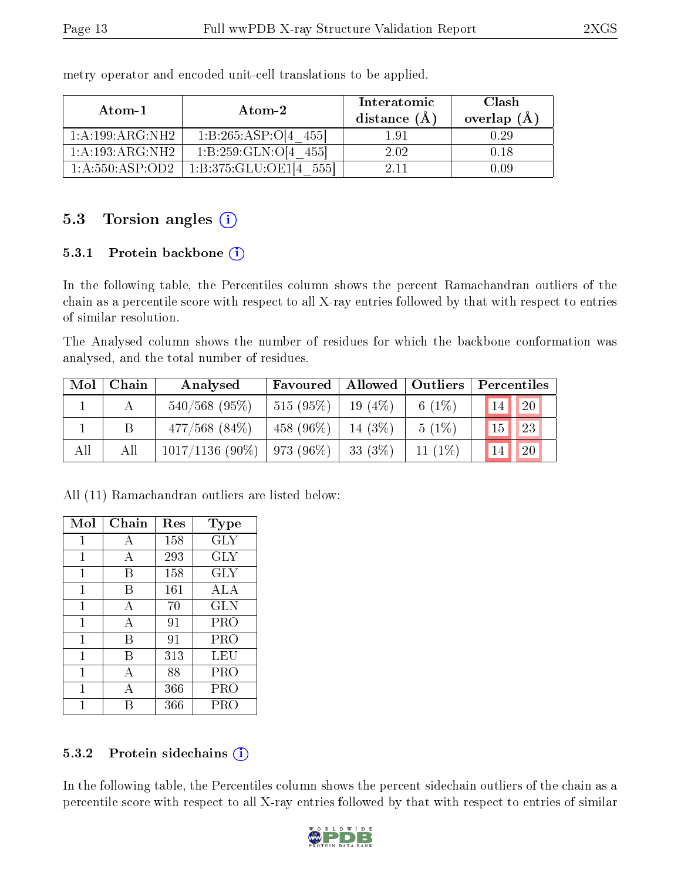metry operator and encoded unit-cell translations to be applied.

| Atom-1 | Atom-2 | Interatomic distance (Å) | Clash overlap (Å) |
|---|---|---|---|
| 1:A:199:ARG:NH2 | 1:B:265:ASP:O[4_455] | 1.91 | 0.29 |
| 1:A:193:ARG:NH2 | 1:B:259:GLN:O[4_455] | 2.02 | 0.18 |
| 1:A:550:ASP:OD2 | 1:B:375:GLU:OE1[4_555] | 2.11 | 0.09 |

## 5.3 Torsion angles

### 5.3.1 Protein backbone

In the following table, the Percentiles column shows the percent Ramachandran outliers of the chain as a percentile score with respect to all X-ray entries followed by that with respect to entries of similar resolution.

The Analysed column shows the number of residues for which the backbone conformation was analysed, and the total number of residues.

| Mol | Chain | Analysed | Favoured | Allowed | Outliers | Percentiles | |
|---|---|---|---|---|---|---|---|
| 1 | A | 540/568 (95%) | 515 (95%) | 19 (4%) | 6 (1%) | 14 | 20 |
| 1 | B | 477/568 (84%) | 458 (96%) | 14 (3%) | 5 (1%) | 15 | 23 |
| All | All | 1017/1136 (90%) | 973 (96%) | 33 (3%) | 11 (1%) | 14 | 20 |

All (11) Ramachandran outliers are listed below:

| Mol | Chain | Res | Type |
|---|---|---|---|
| 1 | A | 158 | GLY |
| 1 | A | 293 | GLY |
| 1 | B | 158 | GLY |
| 1 | B | 161 | ALA |
| 1 | A | 70 | GLN |
| 1 | A | 91 | PRO |
| 1 | B | 91 | PRO |
| 1 | B | 313 | LEU |
| 1 | A | 88 | PRO |
| 1 | A | 366 | PRO |
| 1 | B | 366 | PRO |

### 5.3.2 Protein sidechains

In the following table, the Percentiles column shows the percent sidechain outliers of the chain as a percentile score with respect to all X-ray entries followed by that with respect to entries of similar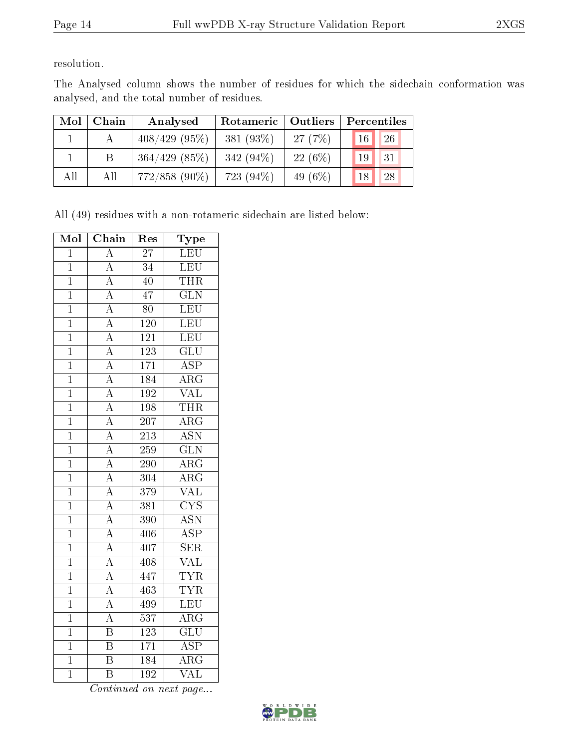resolution.

The Analysed column shows the number of residues for which the sidechain conformation was analysed, and the total number of residues.

| Mol | Chain | Analysed | Rotameric | Outliers | Percentiles | |
|---|---|---|---|---|---|---|
| 1 | A | 408/429 (95%) | 381 (93%) | 27 (7%) | 16 | 26 |
| 1 | B | 364/429 (85%) | 342 (94%) | 22 (6%) | 19 | 31 |
| All | All | 772/858 (90%) | 723 (94%) | 49 (6%) | 18 | 28 |

All (49) residues with a non-rotameric sidechain are listed below:

| Mol | Chain | Res | Type |
|---|---|---|---|
| 1 | A | 27 | LEU |
| 1 | A | 34 | LEU |
| 1 | A | 40 | THR |
| 1 | A | 47 | GLN |
| 1 | A | 80 | LEU |
| 1 | A | 120 | LEU |
| 1 | A | 121 | LEU |
| 1 | A | 123 | GLU |
| 1 | A | 171 | ASP |
| 1 | A | 184 | ARG |
| 1 | A | 192 | VAL |
| 1 | A | 198 | THR |
| 1 | A | 207 | ARG |
| 1 | A | 213 | ASN |
| 1 | A | 259 | GLN |
| 1 | A | 290 | ARG |
| 1 | A | 304 | ARG |
| 1 | A | 379 | VAL |
| 1 | A | 381 | CYS |
| 1 | A | 390 | ASN |
| 1 | A | 406 | ASP |
| 1 | A | 407 | SER |
| 1 | A | 408 | VAL |
| 1 | A | 447 | TYR |
| 1 | A | 463 | TYR |
| 1 | A | 499 | LEU |
| 1 | A | 537 | ARG |
| 1 | B | 123 | GLU |
| 1 | B | 171 | ASP |
| 1 | B | 184 | ARG |
| 1 | B | 192 | VAL |

*Continued on next page...*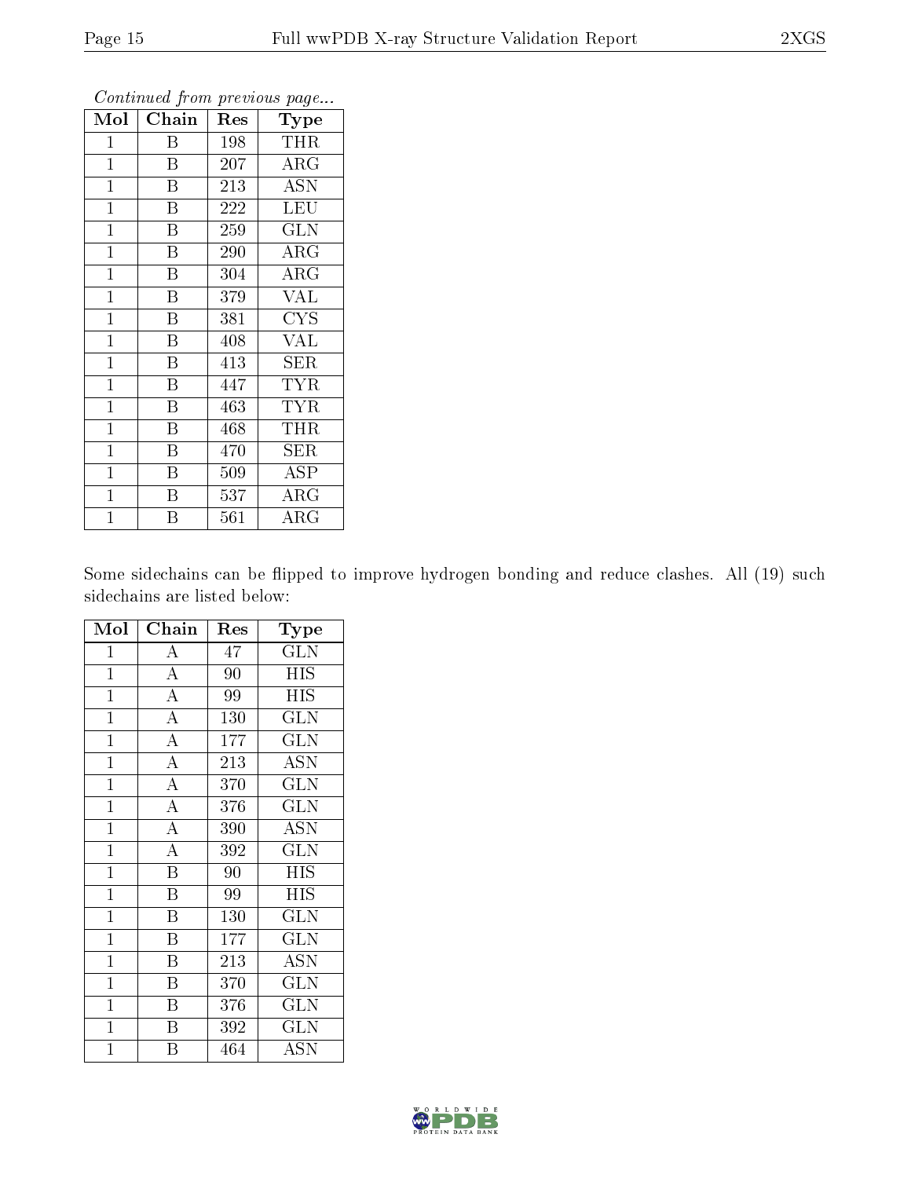*Continued from previous page...*

| Mol | Chain | Res | Type |
|---|---|---|---|
| 1 | B | 198 | THR |
| 1 | B | 207 | ARG |
| 1 | B | 213 | ASN |
| 1 | B | 222 | LEU |
| 1 | B | 259 | GLN |
| 1 | B | 290 | ARG |
| 1 | B | 304 | ARG |
| 1 | B | 379 | VAL |
| 1 | B | 381 | CYS |
| 1 | B | 408 | VAL |
| 1 | B | 413 | SER |
| 1 | B | 447 | TYR |
| 1 | B | 463 | TYR |
| 1 | B | 468 | THR |
| 1 | B | 470 | SER |
| 1 | B | 509 | ASP |
| 1 | B | 537 | ARG |
| 1 | B | 561 | ARG |

Some sidechains can be flipped to improve hydrogen bonding and reduce clashes. All (19) such sidechains are listed below:

| Mol | Chain | Res | Type |
|---|---|---|---|
| 1 | A | 47 | GLN |
| 1 | A | 90 | HIS |
| 1 | A | 99 | HIS |
| 1 | A | 130 | GLN |
| 1 | A | 177 | GLN |
| 1 | A | 213 | ASN |
| 1 | A | 370 | GLN |
| 1 | A | 376 | GLN |
| 1 | A | 390 | ASN |
| 1 | A | 392 | GLN |
| 1 | B | 90 | HIS |
| 1 | B | 99 | HIS |
| 1 | B | 130 | GLN |
| 1 | B | 177 | GLN |
| 1 | B | 213 | ASN |
| 1 | B | 370 | GLN |
| 1 | B | 376 | GLN |
| 1 | B | 392 | GLN |
| 1 | B | 464 | ASN |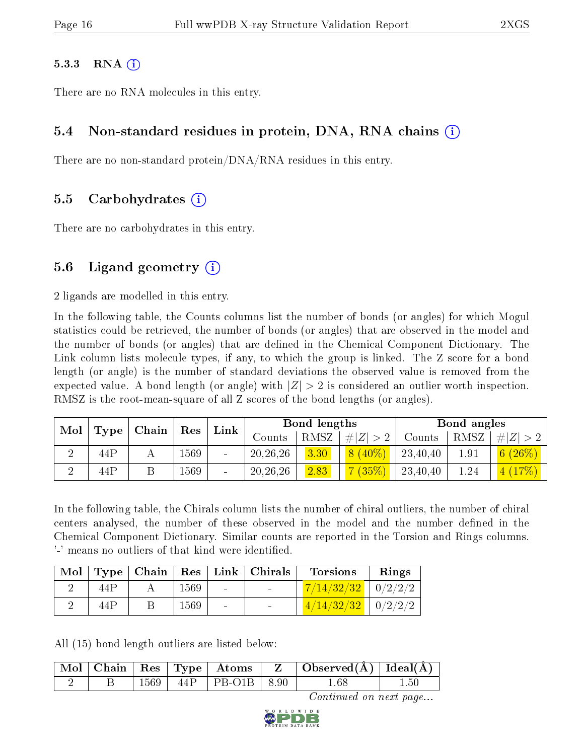### 5.3.3 RNA (i)

There are no RNA molecules in this entry.

## 5.4 Non-standard residues in protein, DNA, RNA chains (i)

There are no non-standard protein/DNA/RNA residues in this entry.

## 5.5 Carbohydrates (i)

There are no carbohydrates in this entry.

## 5.6 Ligand geometry (i)

2 ligands are modelled in this entry.

In the following table, the Counts columns list the number of bonds (or angles) for which Mogul statistics could be retrieved, the number of bonds (or angles) that are observed in the model and the number of bonds (or angles) that are defined in the Chemical Component Dictionary. The Link column lists molecule types, if any, to which the group is linked. The Z score for a bond length (or angle) is the number of standard deviations the observed value is removed from the expected value. A bond length (or angle) with $|Z| > 2$ is considered an outlier worth inspection. RMSZ is the root-mean-square of all Z scores of the bond lengths (or angles).

| Mol | Type | Chain | Res | Link | Bond lengths | | | Bond angles | | |
|---|---|---|---|---|---|---|---|---|---|---|
| | | | | | Counts | RMSZ | #\|Z\| > 2 | Counts | RMSZ | #\|Z\| > 2 |
| 2 | 44P | A | 1569 | - | 20,26,26 | 3.30 | 8 (40%) | 23,40,40 | 1.91 | 6 (26%) |
| 2 | 44P | B | 1569 | - | 20,26,26 | 2.83 | 7 (35%) | 23,40,40 | 1.24 | 4 (17%) |

In the following table, the Chirals column lists the number of chiral outliers, the number of chiral centers analysed, the number of these observed in the model and the number defined in the Chemical Component Dictionary. Similar counts are reported in the Torsion and Rings columns. '-' means no outliers of that kind were identified.

| Mol | Type | Chain | Res | Link | Chirals | Torsions | Rings |
|---|---|---|---|---|---|---|---|
| 2 | 44P | A | 1569 | - | - | 7/14/32/32 | 0/2/2/2 |
| 2 | 44P | B | 1569 | - | - | 4/14/32/32 | 0/2/2/2 |

All (15) bond length outliers are listed below:

| Mol | Chain | Res | Type | Atoms | Z | Observed(Å) | Ideal(Å) |
|---|---|---|---|---|---|---|---|
| 2 | B | 1569 | 44P | PB-O1B | 8.90 | 1.68 | 1.50 |

*Continued on next page...*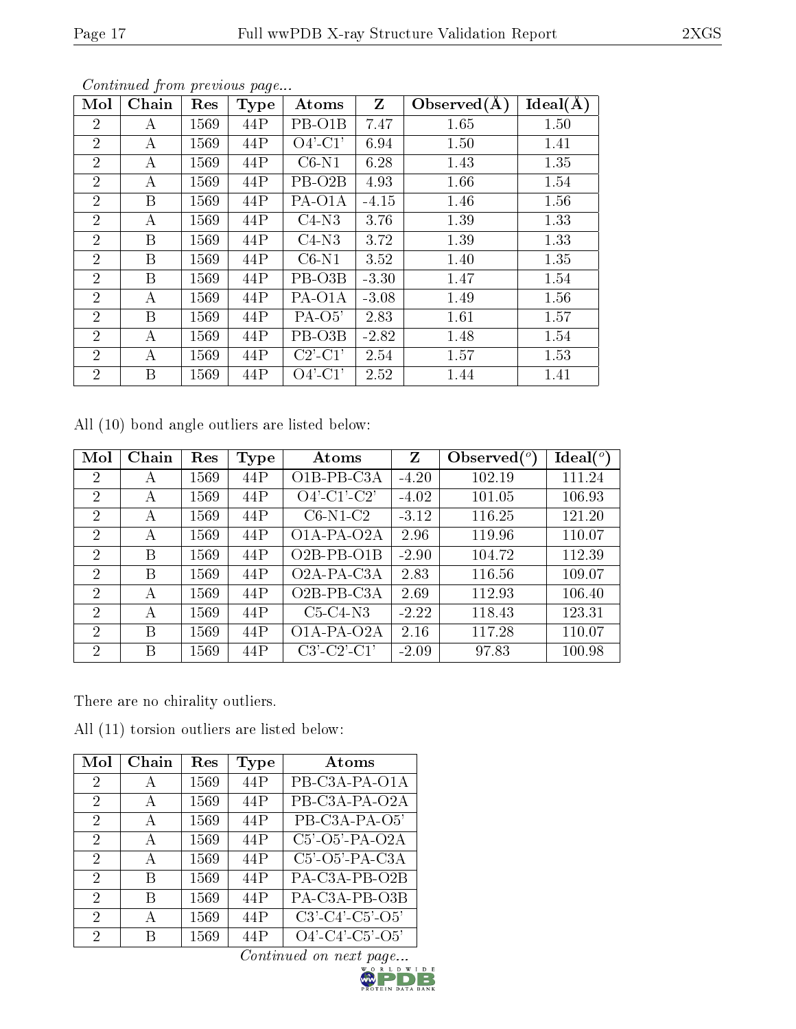*Continued from previous page...*

| Mol | Chain | Res | Type | Atoms | Z | Observed(Å) | Ideal(Å) |
|---|---|---|---|---|---|---|---|
| 2 | A | 1569 | 44P | PB-O1B | 7.47 | 1.65 | 1.50 |
| 2 | A | 1569 | 44P | O4'-C1' | 6.94 | 1.50 | 1.41 |
| 2 | A | 1569 | 44P | C6-N1 | 6.28 | 1.43 | 1.35 |
| 2 | A | 1569 | 44P | PB-O2B | 4.93 | 1.66 | 1.54 |
| 2 | B | 1569 | 44P | PA-O1A | -4.15 | 1.46 | 1.56 |
| 2 | A | 1569 | 44P | C4-N3 | 3.76 | 1.39 | 1.33 |
| 2 | B | 1569 | 44P | C4-N3 | 3.72 | 1.39 | 1.33 |
| 2 | B | 1569 | 44P | C6-N1 | 3.52 | 1.40 | 1.35 |
| 2 | B | 1569 | 44P | PB-O3B | -3.30 | 1.47 | 1.54 |
| 2 | A | 1569 | 44P | PA-O1A | -3.08 | 1.49 | 1.56 |
| 2 | B | 1569 | 44P | PA-O5' | 2.83 | 1.61 | 1.57 |
| 2 | A | 1569 | 44P | PB-O3B | -2.82 | 1.48 | 1.54 |
| 2 | A | 1569 | 44P | C2'-C1' | 2.54 | 1.57 | 1.53 |
| 2 | B | 1569 | 44P | O4'-C1' | 2.52 | 1.44 | 1.41 |

All (10) bond angle outliers are listed below:

| Mol | Chain | Res | Type | Atoms | Z | Observed(°) | Ideal(°) |
|---|---|---|---|---|---|---|---|
| 2 | A | 1569 | 44P | O1B-PB-C3A | -4.20 | 102.19 | 111.24 |
| 2 | A | 1569 | 44P | O4'-C1'-C2' | -4.02 | 101.05 | 106.93 |
| 2 | A | 1569 | 44P | C6-N1-C2 | -3.12 | 116.25 | 121.20 |
| 2 | A | 1569 | 44P | O1A-PA-O2A | 2.96 | 119.96 | 110.07 |
| 2 | B | 1569 | 44P | O2B-PB-O1B | -2.90 | 104.72 | 112.39 |
| 2 | B | 1569 | 44P | O2A-PA-C3A | 2.83 | 116.56 | 109.07 |
| 2 | A | 1569 | 44P | O2B-PB-C3A | 2.69 | 112.93 | 106.40 |
| 2 | A | 1569 | 44P | C5-C4-N3 | -2.22 | 118.43 | 123.31 |
| 2 | B | 1569 | 44P | O1A-PA-O2A | 2.16 | 117.28 | 110.07 |
| 2 | B | 1569 | 44P | C3'-C2'-C1' | -2.09 | 97.83 | 100.98 |

There are no chirality outliers.

All (11) torsion outliers are listed below:

| Mol | Chain | Res | Type | Atoms |
|---|---|---|---|---|
| 2 | A | 1569 | 44P | PB-C3A-PA-O1A |
| 2 | A | 1569 | 44P | PB-C3A-PA-O2A |
| 2 | A | 1569 | 44P | PB-C3A-PA-O5' |
| 2 | A | 1569 | 44P | C5'-O5'-PA-O2A |
| 2 | A | 1569 | 44P | C5'-O5'-PA-C3A |
| 2 | B | 1569 | 44P | PA-C3A-PB-O2B |
| 2 | B | 1569 | 44P | PA-C3A-PB-O3B |
| 2 | A | 1569 | 44P | C3'-C4'-C5'-O5' |
| 2 | B | 1569 | 44P | O4'-C4'-C5'-O5' |

*Continued on next page...*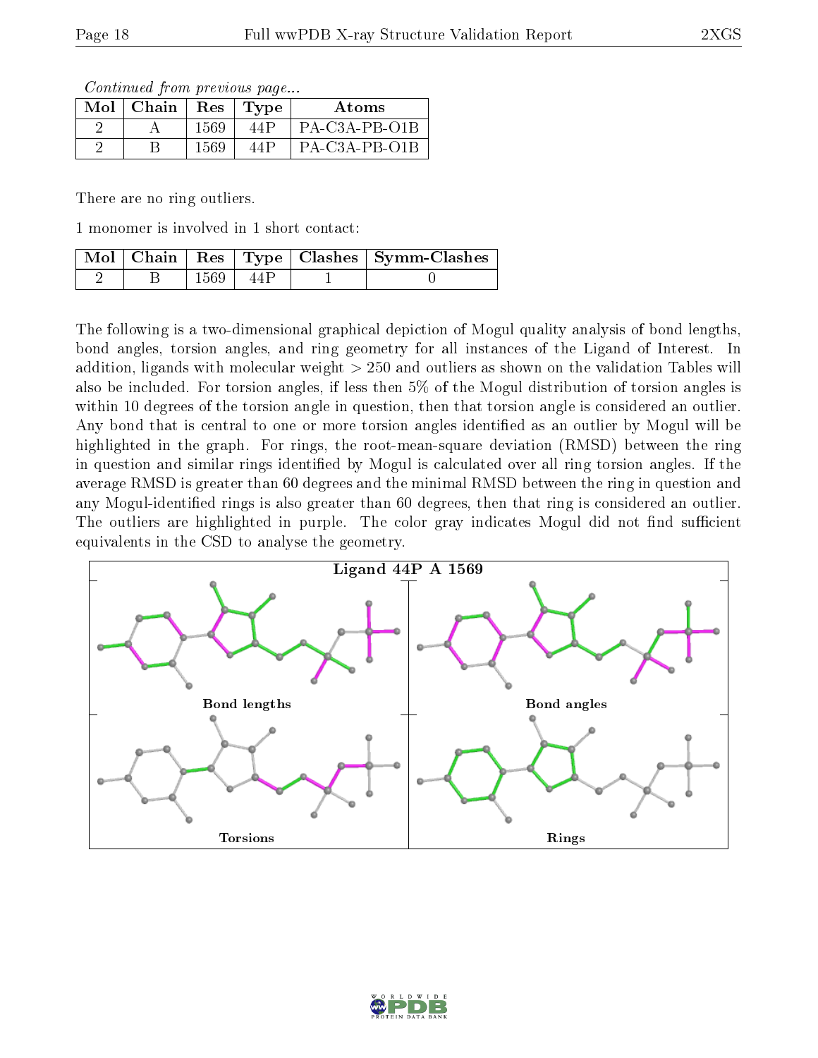*Continued from previous page...*

| Mol | Chain | Res | Type | Atoms |
|---|---|---|---|---|
| 2 | A | 1569 | 44P | PA-C3A-PB-O1B |
| 2 | B | 1569 | 44P | PA-C3A-PB-O1B |

There are no ring outliers.

1 monomer is involved in 1 short contact:

| Mol | Chain | Res | Type | Clashes | Symm-Clashes |
|---|---|---|---|---|---|
| 2 | B | 1569 | 44P | 1 | 0 |

The following is a two-dimensional graphical depiction of Mogul quality analysis of bond lengths, bond angles, torsion angles, and ring geometry for all instances of the Ligand of Interest. In addition, ligands with molecular weight > 250 and outliers as shown on the validation Tables will also be included. For torsion angles, if less then 5% of the Mogul distribution of torsion angles is within 10 degrees of the torsion angle in question, then that torsion angle is considered an outlier. Any bond that is central to one or more torsion angles identified as an outlier by Mogul will be highlighted in the graph. For rings, the root-mean-square deviation (RMSD) between the ring in question and similar rings identified by Mogul is calculated over all ring torsion angles. If the average RMSD is greater than 60 degrees and the minimal RMSD between the ring in question and any Mogul-identified rings is also greater than 60 degrees, then that ring is considered an outlier. The outliers are highlighted in purple. The color gray indicates Mogul did not find sufficient equivalents in the CSD to analyse the geometry.

Ligand 44P A 1569

Bond lengths

Bond angles

Torsions

Rings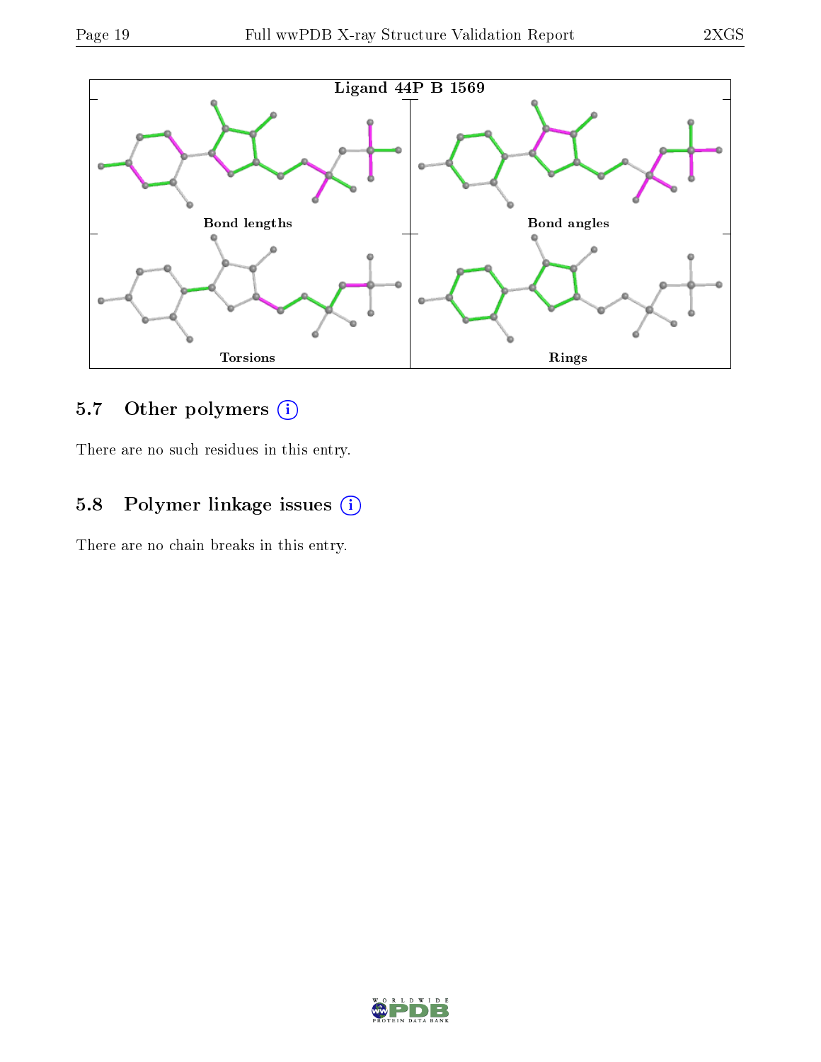**Ligand 44P B 1569**

Bond lengths

Bond angles

Torsions

Rings

### 5.7 Other polymers (i)

There are no such residues in this entry.

### 5.8 Polymer linkage issues (i)

There are no chain breaks in this entry.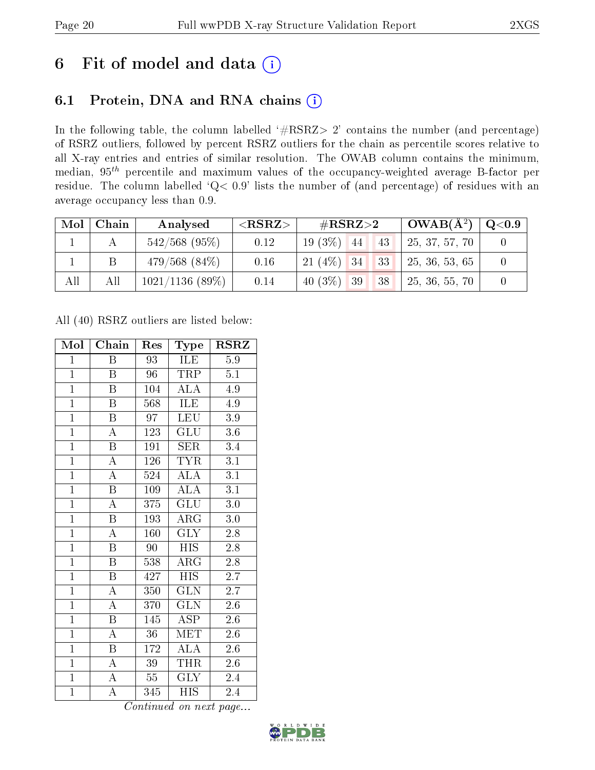# 6 Fit of model and data (i)

## 6.1 Protein, DNA and RNA chains (i)

In the following table, the column labelled '#RSRZ> 2' contains the number (and percentage) of RSRZ outliers, followed by percent RSRZ outliers for the chain as percentile scores relative to all X-ray entries and entries of similar resolution. The OWAB column contains the minimum, median, $95^{th}$ percentile and maximum values of the occupancy-weighted average B-factor per residue. The column labelled 'Q< 0.9' lists the number of (and percentage) of residues with an average occupancy less than 0.9.

| Mol | Chain | Analysed | <RSRZ> | #RSRZ>2 | | | OWAB(Å$^2$) | Q<0.9 |
|---|---|---|---|---|---|---|---|---|
| 1 | A | 542/568 (95%) | 0.12 | 19 (3%) | 44 | 43 | 25, 37, 57, 70 | 0 |
| 1 | B | 479/568 (84%) | 0.16 | 21 (4%) | 34 | 33 | 25, 36, 53, 65 | 0 |
| All | All | 1021/1136 (89%) | 0.14 | 40 (3%) | 39 | 38 | 25, 36, 55, 70 | 0 |

All (40) RSRZ outliers are listed below:

| Mol | Chain | Res | Type | RSRZ |
|---|---|---|---|---|
| 1 | B | 93 | ILE | 5.9 |
| 1 | B | 96 | TRP | 5.1 |
| 1 | B | 104 | ALA | 4.9 |
| 1 | B | 568 | ILE | 4.9 |
| 1 | B | 97 | LEU | 3.9 |
| 1 | A | 123 | GLU | 3.6 |
| 1 | B | 191 | SER | 3.4 |
| 1 | A | 126 | TYR | 3.1 |
| 1 | A | 524 | ALA | 3.1 |
| 1 | B | 109 | ALA | 3.1 |
| 1 | A | 375 | GLU | 3.0 |
| 1 | B | 193 | ARG | 3.0 |
| 1 | A | 160 | GLY | 2.8 |
| 1 | B | 90 | HIS | 2.8 |
| 1 | B | 538 | ARG | 2.8 |
| 1 | B | 427 | HIS | 2.7 |
| 1 | A | 350 | GLN | 2.7 |
| 1 | A | 370 | GLN | 2.6 |
| 1 | B | 145 | ASP | 2.6 |
| 1 | A | 36 | MET | 2.6 |
| 1 | B | 172 | ALA | 2.6 |
| 1 | A | 39 | THR | 2.6 |
| 1 | A | 55 | GLY | 2.4 |
| 1 | A | 345 | HIS | 2.4 |

*Continued on next page...*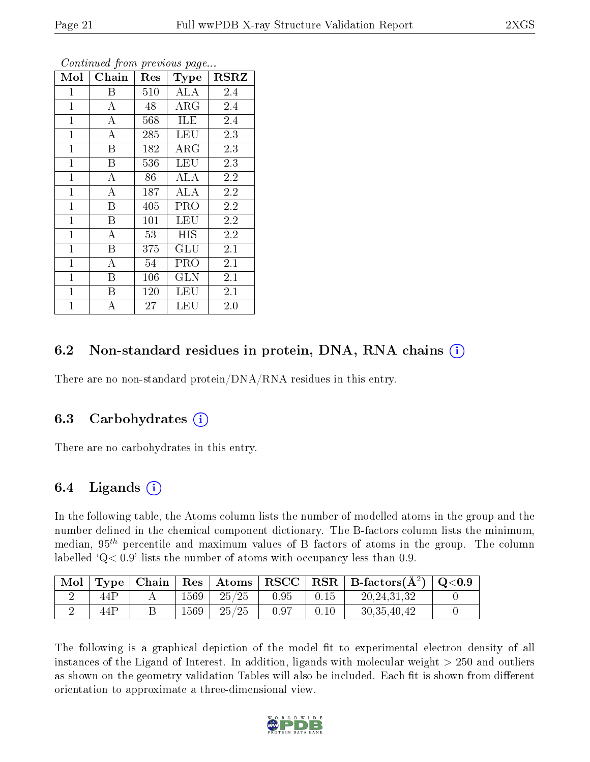*Continued from previous page...*

| Mol | Chain | Res | Type | RSRZ |
|---|---|---|---|---|
| 1 | B | 510 | ALA | 2.4 |
| 1 | A | 48 | ARG | 2.4 |
| 1 | A | 568 | ILE | 2.4 |
| 1 | A | 285 | LEU | 2.3 |
| 1 | B | 182 | ARG | 2.3 |
| 1 | B | 536 | LEU | 2.3 |
| 1 | A | 86 | ALA | 2.2 |
| 1 | A | 187 | ALA | 2.2 |
| 1 | B | 405 | PRO | 2.2 |
| 1 | B | 101 | LEU | 2.2 |
| 1 | A | 53 | HIS | 2.2 |
| 1 | B | 375 | GLU | 2.1 |
| 1 | A | 54 | PRO | 2.1 |
| 1 | B | 106 | GLN | 2.1 |
| 1 | B | 120 | LEU | 2.1 |
| 1 | A | 27 | LEU | 2.0 |

## 6.2 Non-standard residues in protein, DNA, RNA chains

There are no non-standard protein/DNA/RNA residues in this entry.

## 6.3 Carbohydrates

There are no carbohydrates in this entry.

## 6.4 Ligands

In the following table, the Atoms column lists the number of modelled atoms in the group and the number defined in the chemical component dictionary. The B-factors column lists the minimum, median, $95^{th}$ percentile and maximum values of B factors of atoms in the group. The column labelled 'Q< 0.9' lists the number of atoms with occupancy less than 0.9.

| Mol | Type | Chain | Res | Atoms | RSCC | RSR | B-factors($\AA^2$) | Q<0.9 |
|---|---|---|---|---|---|---|---|---|
| 2 | 44P | A | 1569 | 25/25 | 0.95 | 0.15 | 20,24,31,32 | 0 |
| 2 | 44P | B | 1569 | 25/25 | 0.97 | 0.10 | 30,35,40,42 | 0 |

The following is a graphical depiction of the model fit to experimental electron density of all instances of the Ligand of Interest. In addition, ligands with molecular weight > 250 and outliers as shown on the geometry validation Tables will also be included. Each fit is shown from different orientation to approximate a three-dimensional view.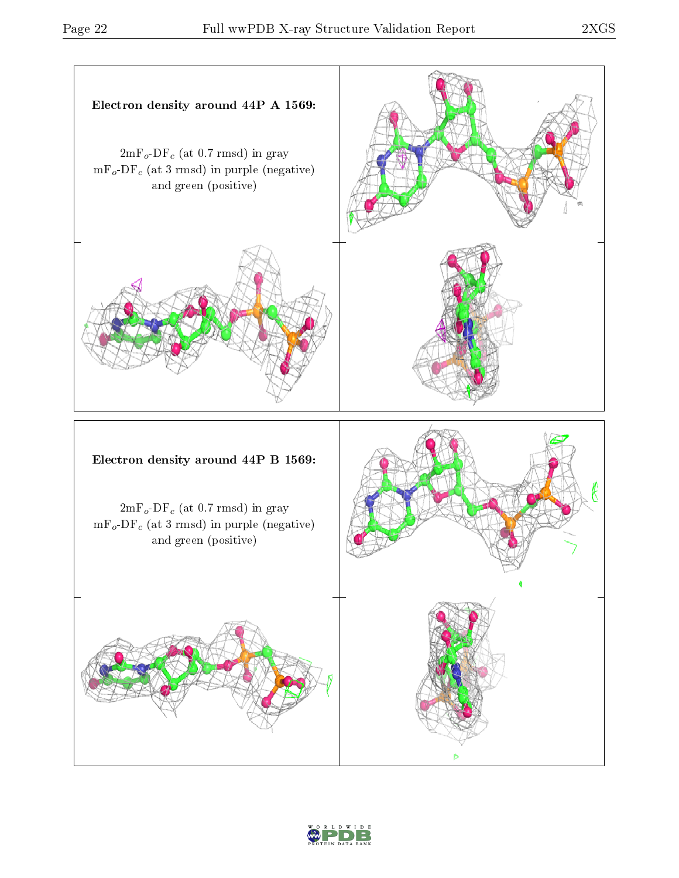**Electron density around 44P A 1569:**

$2mF_o$-$DF_c$ (at 0.7 rmsd) in gray
$mF_o$-$DF_c$ (at 3 rmsd) in purple (negative)
and green (positive)

**Electron density around 44P B 1569:**

$2mF_o$-$DF_c$ (at 0.7 rmsd) in gray
$mF_o$-$DF_c$ (at 3 rmsd) in purple (negative)
and green (positive)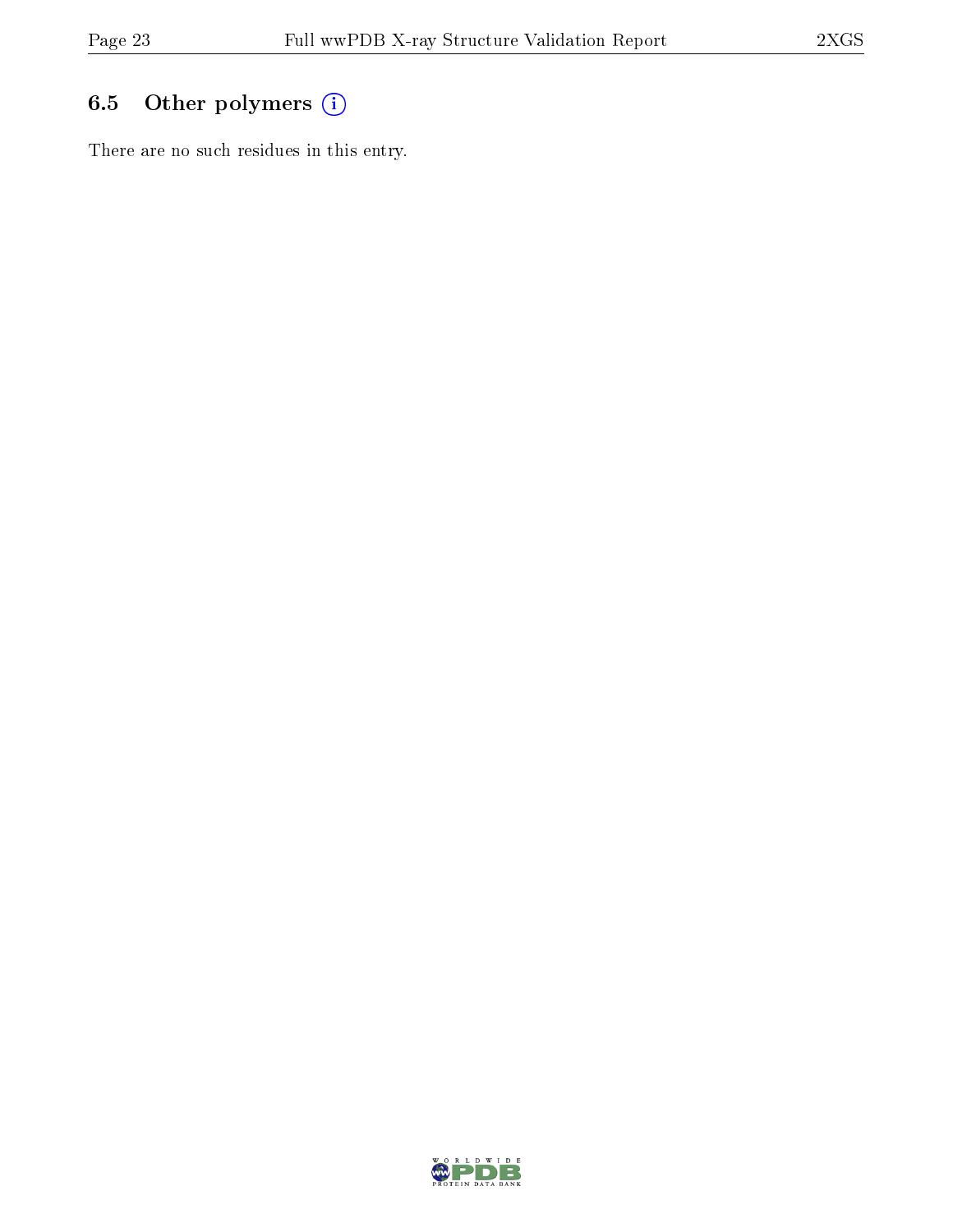### 6.5 Other polymers

There are no such residues in this entry.